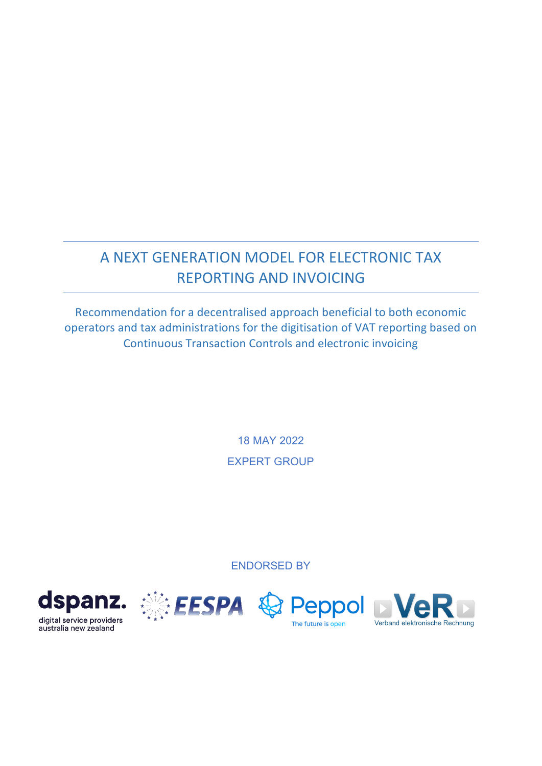# A NEXT GENERATION MODEL FOR ELECTRONIC TAX REPORTING AND INVOICING

Recommendation for a decentralised approach beneficial to both economic operators and tax administrations for the digitisation of VAT reporting based on Continuous Transaction Controls and electronic invoicing

18 MAY 2022

EXPERT GROUP

ENDORSED BY

dspanz. digital service providers australia new zealand

EESPA

Peppol The future is open

VeR Verband elektronische Rechnung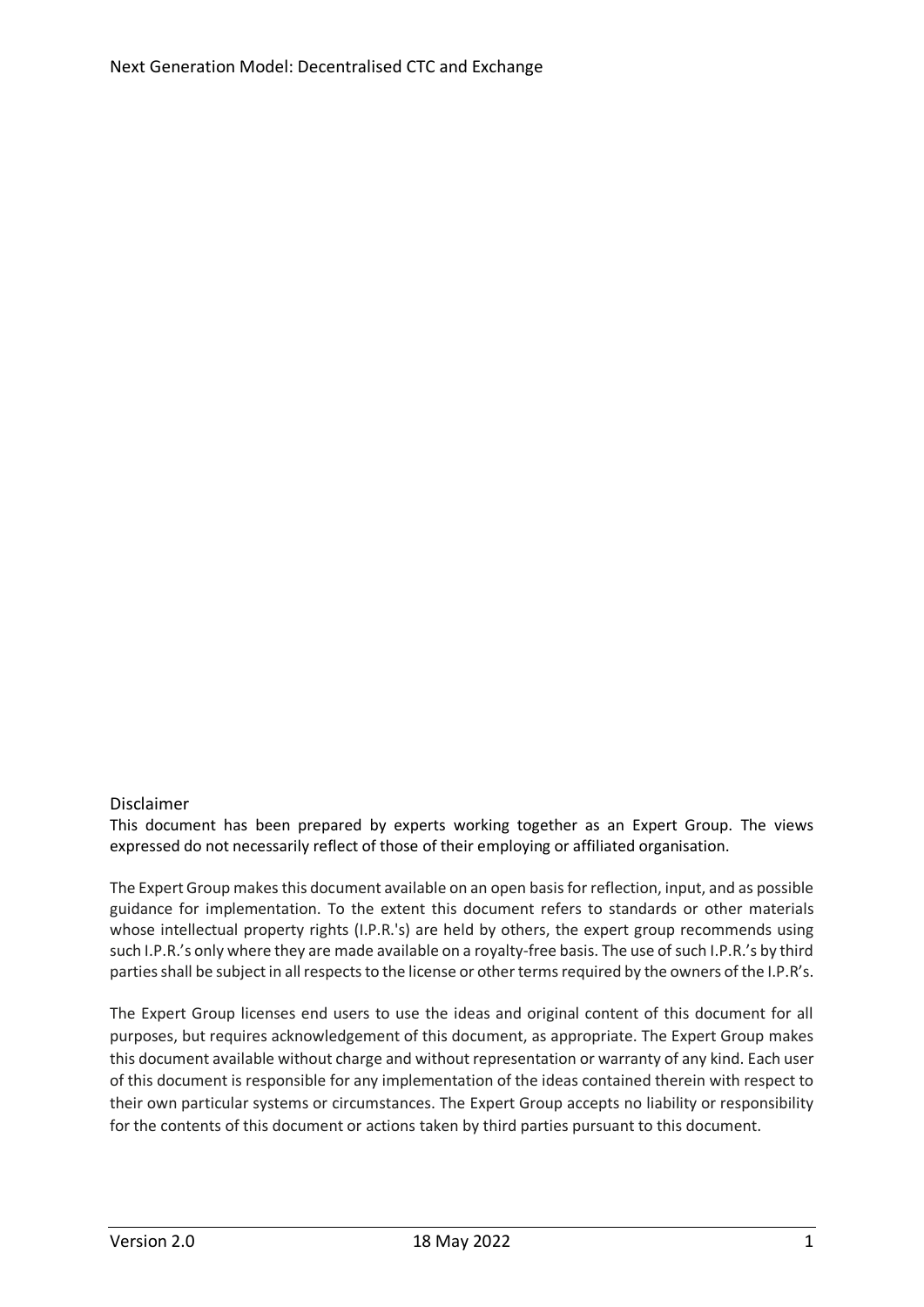## Disclaimer

This document has been prepared by experts working together as an Expert Group. The views expressed do not necessarily reflect of those of their employing or affiliated organisation.

The Expert Group makes this document available on an open basis for reflection, input, and as possible guidance for implementation. To the extent this document refers to standards or other materials whose intellectual property rights (I.P.R.'s) are held by others, the expert group recommends using such I.P.R.'s only where they are made available on a royalty-free basis. The use of such I.P.R.'s by third parties shall be subject in all respects to the license or other terms required by the owners of the I.P.R's.

The Expert Group licenses end users to use the ideas and original content of this document for all purposes, but requires acknowledgement of this document, as appropriate. The Expert Group makes this document available without charge and without representation or warranty of any kind. Each user of this document is responsible for any implementation of the ideas contained therein with respect to their own particular systems or circumstances. The Expert Group accepts no liability or responsibility for the contents of this document or actions taken by third parties pursuant to this document.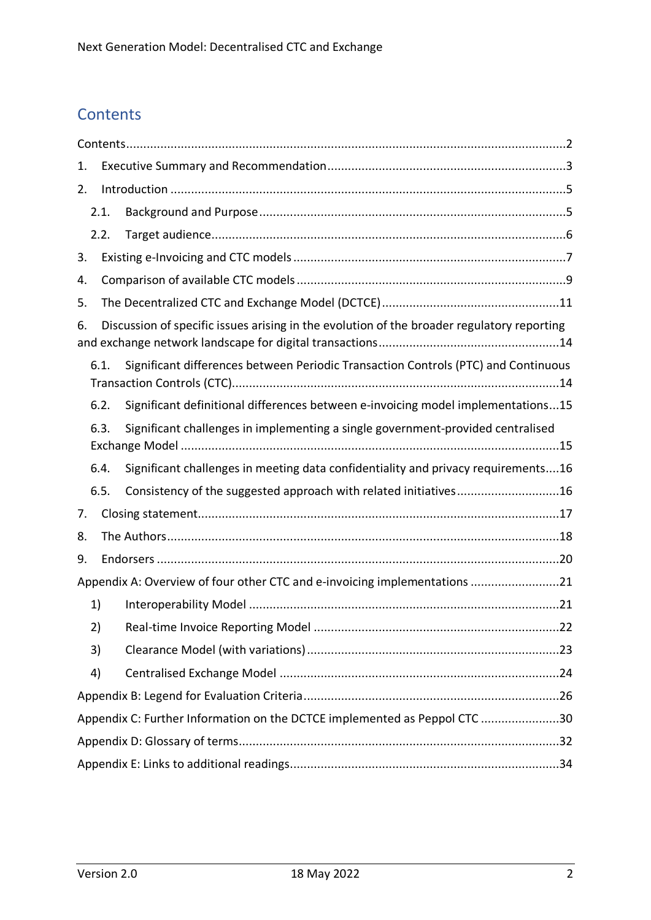## Contents

Contents ..........2

1. Executive Summary and Recommendation ..........3
2. Introduction ..........5
   - 2.1. Background and Purpose ..........5
   - 2.2. Target audience ..........6
3. Existing e-Invoicing and CTC models ..........7
4. Comparison of available CTC models ..........9
5. The Decentralized CTC and Exchange Model (DCTCE) ..........11
6. Discussion of specific issues arising in the evolution of the broader regulatory reporting and exchange network landscape for digital transactions ..........14
   - 6.1. Significant differences between Periodic Transaction Controls (PTC) and Continuous Transaction Controls (CTC) ..........14
   - 6.2. Significant definitional differences between e-invoicing model implementations ..........15
   - 6.3. Significant challenges in implementing a single government-provided centralised Exchange Model ..........15
   - 6.4. Significant challenges in meeting data confidentiality and privacy requirements ..........16
   - 6.5. Consistency of the suggested approach with related initiatives ..........16
7. Closing statement ..........17
8. The Authors ..........18
9. Endorsers ..........20

Appendix A: Overview of four other CTC and e-invoicing implementations ..........21

   1) Interoperability Model ..........21
   2) Real-time Invoice Reporting Model ..........22
   3) Clearance Model (with variations) ..........23
   4) Centralised Exchange Model ..........24

Appendix B: Legend for Evaluation Criteria ..........26

Appendix C: Further Information on the DCTCE implemented as Peppol CTC ..........30

Appendix D: Glossary of terms ..........32

Appendix E: Links to additional readings ..........34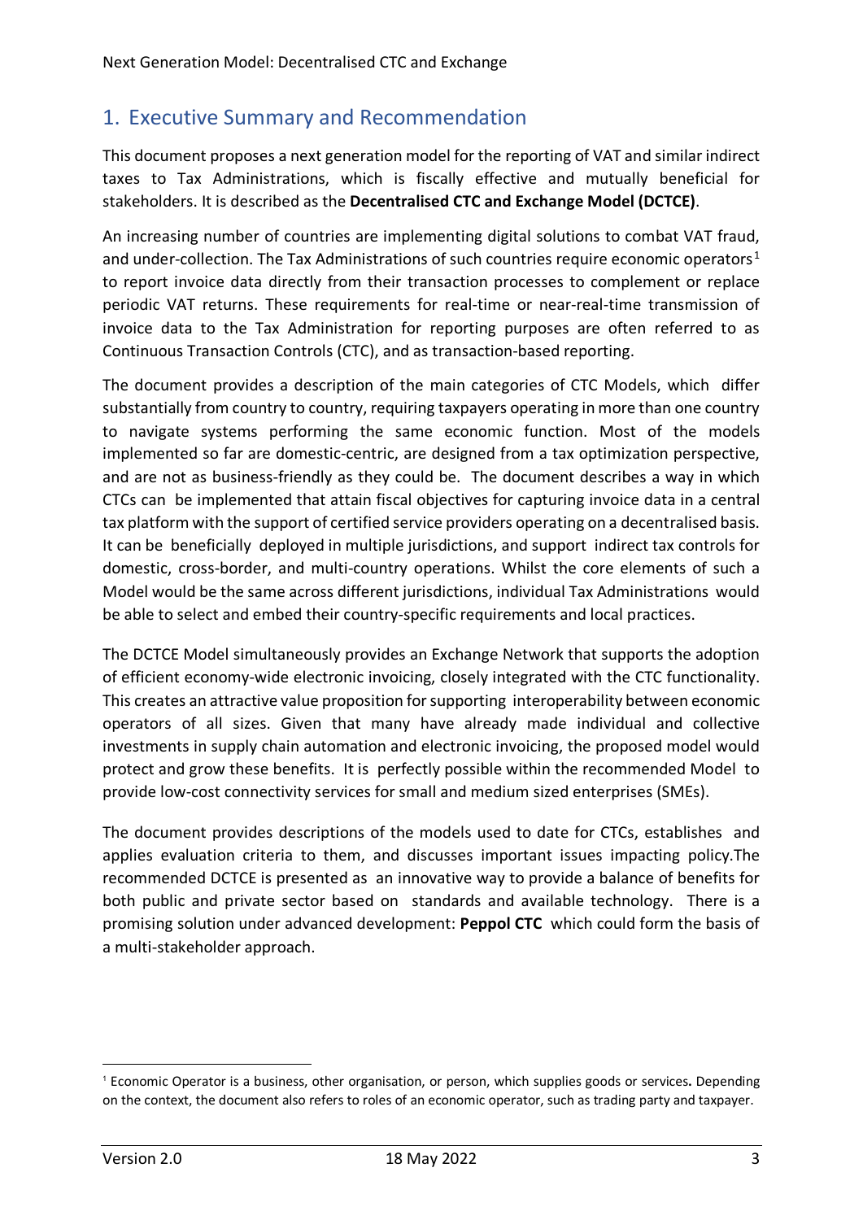# 1. Executive Summary and Recommendation

This document proposes a next generation model for the reporting of VAT and similar indirect taxes to Tax Administrations, which is fiscally effective and mutually beneficial for stakeholders. It is described as the **Decentralised CTC and Exchange Model (DCTCE)**.

An increasing number of countries are implementing digital solutions to combat VAT fraud, and under-collection. The Tax Administrations of such countries require economic operators[1] to report invoice data directly from their transaction processes to complement or replace periodic VAT returns. These requirements for real-time or near-real-time transmission of invoice data to the Tax Administration for reporting purposes are often referred to as Continuous Transaction Controls (CTC), and as transaction-based reporting.

The document provides a description of the main categories of CTC Models, which differ substantially from country to country, requiring taxpayers operating in more than one country to navigate systems performing the same economic function. Most of the models implemented so far are domestic-centric, are designed from a tax optimization perspective, and are not as business-friendly as they could be. The document describes a way in which CTCs can be implemented that attain fiscal objectives for capturing invoice data in a central tax platform with the support of certified service providers operating on a decentralised basis. It can be beneficially deployed in multiple jurisdictions, and support indirect tax controls for domestic, cross-border, and multi-country operations. Whilst the core elements of such a Model would be the same across different jurisdictions, individual Tax Administrations would be able to select and embed their country-specific requirements and local practices.

The DCTCE Model simultaneously provides an Exchange Network that supports the adoption of efficient economy-wide electronic invoicing, closely integrated with the CTC functionality. This creates an attractive value proposition for supporting interoperability between economic operators of all sizes. Given that many have already made individual and collective investments in supply chain automation and electronic invoicing, the proposed model would protect and grow these benefits. It is perfectly possible within the recommended Model to provide low-cost connectivity services for small and medium sized enterprises (SMEs).

The document provides descriptions of the models used to date for CTCs, establishes and applies evaluation criteria to them, and discusses important issues impacting policy.The recommended DCTCE is presented as an innovative way to provide a balance of benefits for both public and private sector based on standards and available technology. There is a promising solution under advanced development: **Peppol CTC** which could form the basis of a multi-stakeholder approach.

---

[1] Economic Operator is a business, other organisation, or person, which supplies goods or services**.** Depending on the context, the document also refers to roles of an economic operator, such as trading party and taxpayer.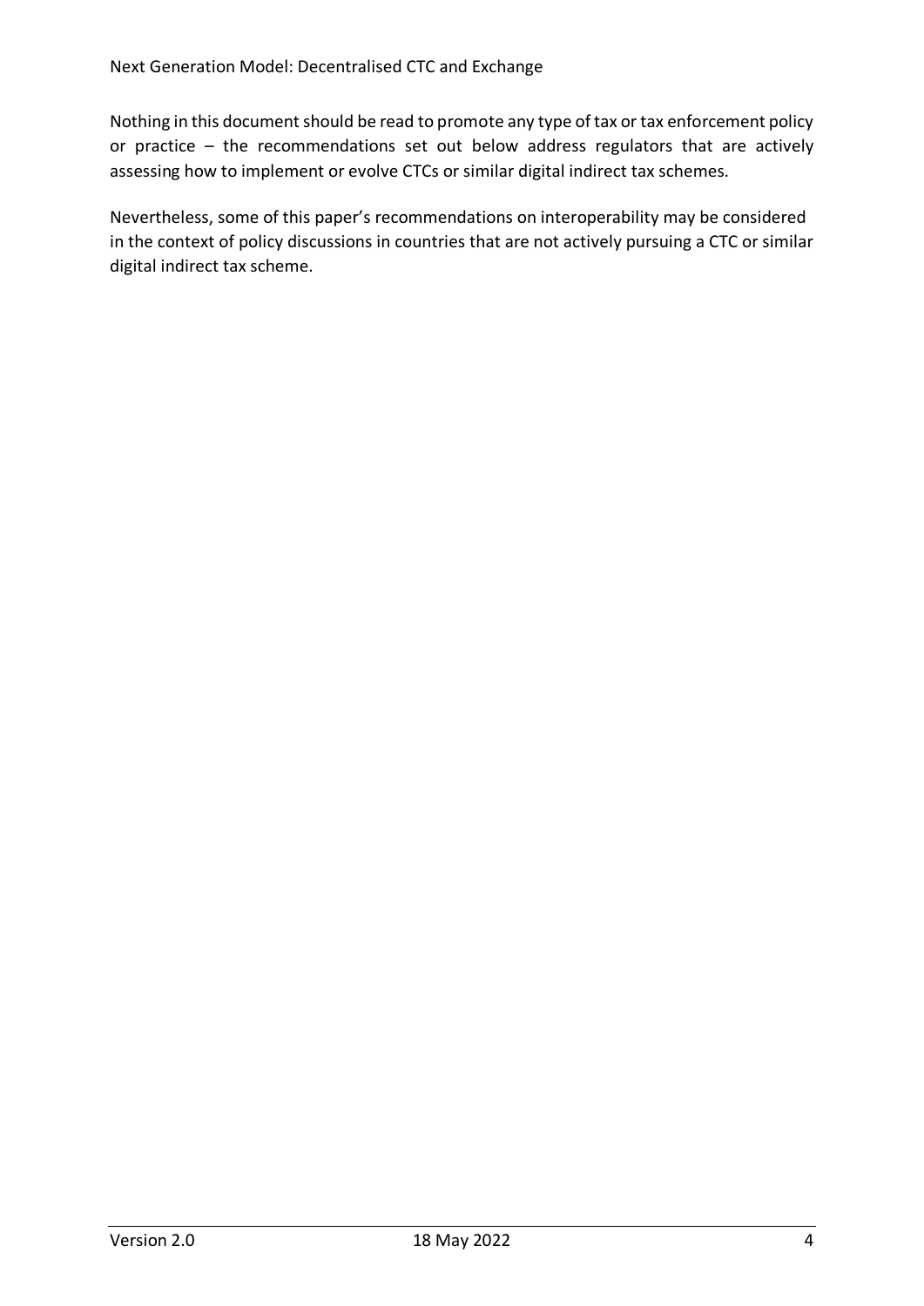Nothing in this document should be read to promote any type of tax or tax enforcement policy or practice – the recommendations set out below address regulators that are actively assessing how to implement or evolve CTCs or similar digital indirect tax schemes.

Nevertheless, some of this paper's recommendations on interoperability may be considered in the context of policy discussions in countries that are not actively pursuing a CTC or similar digital indirect tax scheme.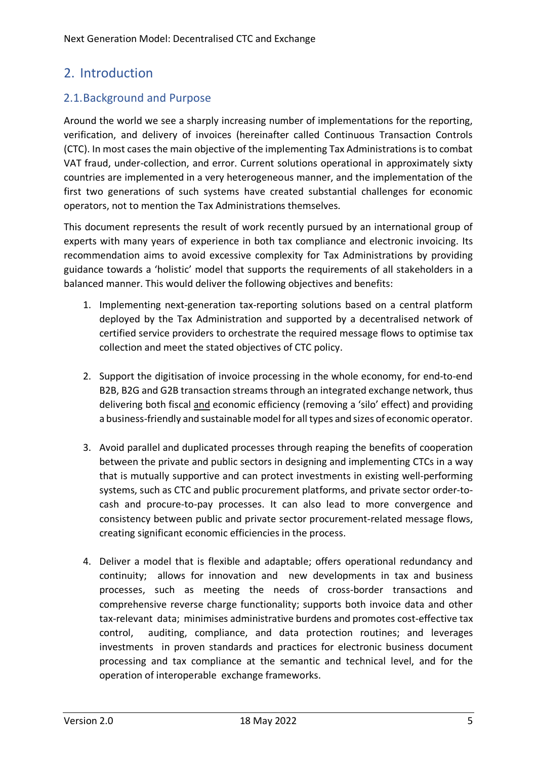# 2. Introduction

## 2.1. Background and Purpose

Around the world we see a sharply increasing number of implementations for the reporting, verification, and delivery of invoices (hereinafter called Continuous Transaction Controls (CTC). In most cases the main objective of the implementing Tax Administrations is to combat VAT fraud, under-collection, and error. Current solutions operational in approximately sixty countries are implemented in a very heterogeneous manner, and the implementation of the first two generations of such systems have created substantial challenges for economic operators, not to mention the Tax Administrations themselves.

This document represents the result of work recently pursued by an international group of experts with many years of experience in both tax compliance and electronic invoicing. Its recommendation aims to avoid excessive complexity for Tax Administrations by providing guidance towards a 'holistic' model that supports the requirements of all stakeholders in a balanced manner. This would deliver the following objectives and benefits:

1. Implementing next-generation tax-reporting solutions based on a central platform deployed by the Tax Administration and supported by a decentralised network of certified service providers to orchestrate the required message flows to optimise tax collection and meet the stated objectives of CTC policy.

2. Support the digitisation of invoice processing in the whole economy, for end-to-end B2B, B2G and G2B transaction streams through an integrated exchange network, thus delivering both fiscal and economic efficiency (removing a 'silo' effect) and providing a business-friendly and sustainable model for all types and sizes of economic operator.

3. Avoid parallel and duplicated processes through reaping the benefits of cooperation between the private and public sectors in designing and implementing CTCs in a way that is mutually supportive and can protect investments in existing well-performing systems, such as CTC and public procurement platforms, and private sector order-to-cash and procure-to-pay processes. It can also lead to more convergence and consistency between public and private sector procurement-related message flows, creating significant economic efficiencies in the process.

4. Deliver a model that is flexible and adaptable; offers operational redundancy and continuity; allows for innovation and new developments in tax and business processes, such as meeting the needs of cross-border transactions and comprehensive reverse charge functionality; supports both invoice data and other tax-relevant data; minimises administrative burdens and promotes cost-effective tax control, auditing, compliance, and data protection routines; and leverages investments in proven standards and practices for electronic business document processing and tax compliance at the semantic and technical level, and for the operation of interoperable exchange frameworks.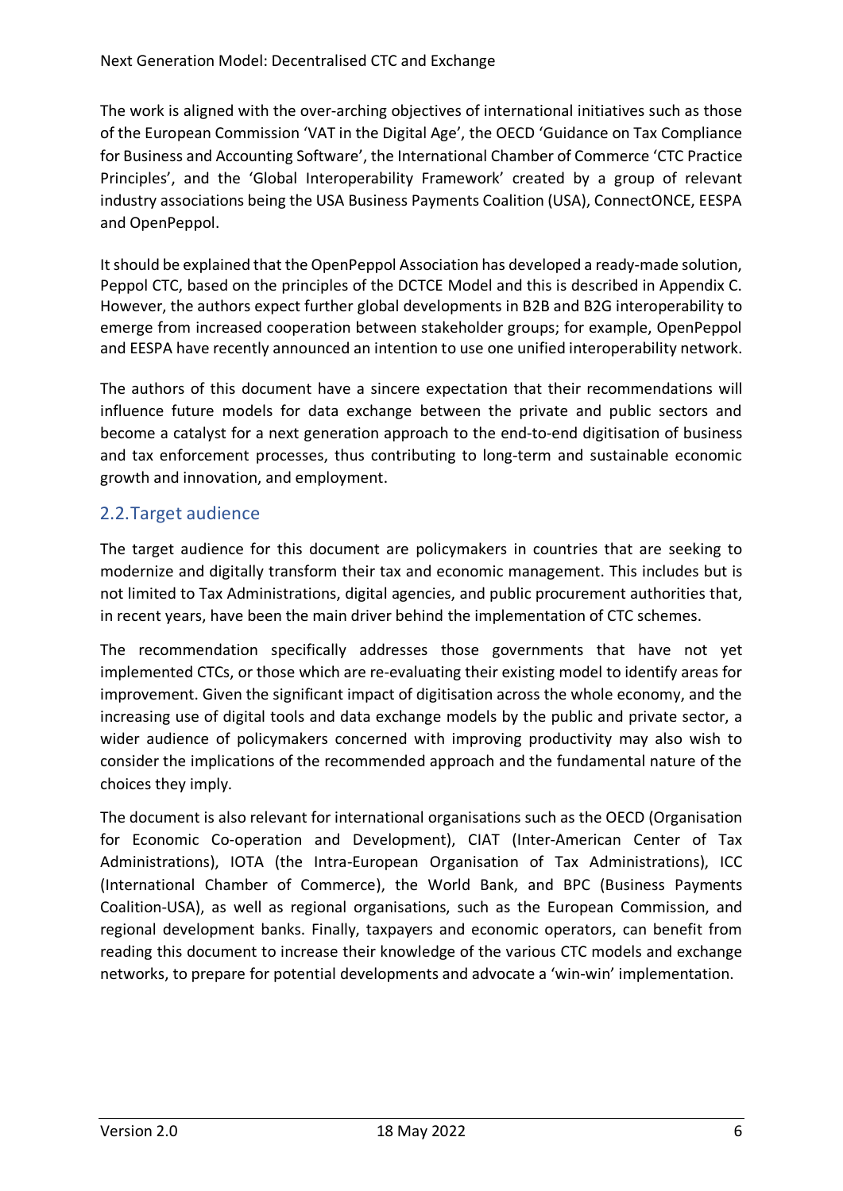The work is aligned with the over-arching objectives of international initiatives such as those of the European Commission 'VAT in the Digital Age', the OECD 'Guidance on Tax Compliance for Business and Accounting Software', the International Chamber of Commerce 'CTC Practice Principles', and the 'Global Interoperability Framework' created by a group of relevant industry associations being the USA Business Payments Coalition (USA), ConnectONCE, EESPA and OpenPeppol.

It should be explained that the OpenPeppol Association has developed a ready-made solution, Peppol CTC, based on the principles of the DCTCE Model and this is described in Appendix C. However, the authors expect further global developments in B2B and B2G interoperability to emerge from increased cooperation between stakeholder groups; for example, OpenPeppol and EESPA have recently announced an intention to use one unified interoperability network.

The authors of this document have a sincere expectation that their recommendations will influence future models for data exchange between the private and public sectors and become a catalyst for a next generation approach to the end-to-end digitisation of business and tax enforcement processes, thus contributing to long-term and sustainable economic growth and innovation, and employment.

## 2.2. Target audience

The target audience for this document are policymakers in countries that are seeking to modernize and digitally transform their tax and economic management. This includes but is not limited to Tax Administrations, digital agencies, and public procurement authorities that, in recent years, have been the main driver behind the implementation of CTC schemes.

The recommendation specifically addresses those governments that have not yet implemented CTCs, or those which are re-evaluating their existing model to identify areas for improvement. Given the significant impact of digitisation across the whole economy, and the increasing use of digital tools and data exchange models by the public and private sector, a wider audience of policymakers concerned with improving productivity may also wish to consider the implications of the recommended approach and the fundamental nature of the choices they imply.

The document is also relevant for international organisations such as the OECD (Organisation for Economic Co-operation and Development), CIAT (Inter-American Center of Tax Administrations), IOTA (the Intra-European Organisation of Tax Administrations), ICC (International Chamber of Commerce), the World Bank, and BPC (Business Payments Coalition-USA), as well as regional organisations, such as the European Commission, and regional development banks. Finally, taxpayers and economic operators, can benefit from reading this document to increase their knowledge of the various CTC models and exchange networks, to prepare for potential developments and advocate a 'win-win' implementation.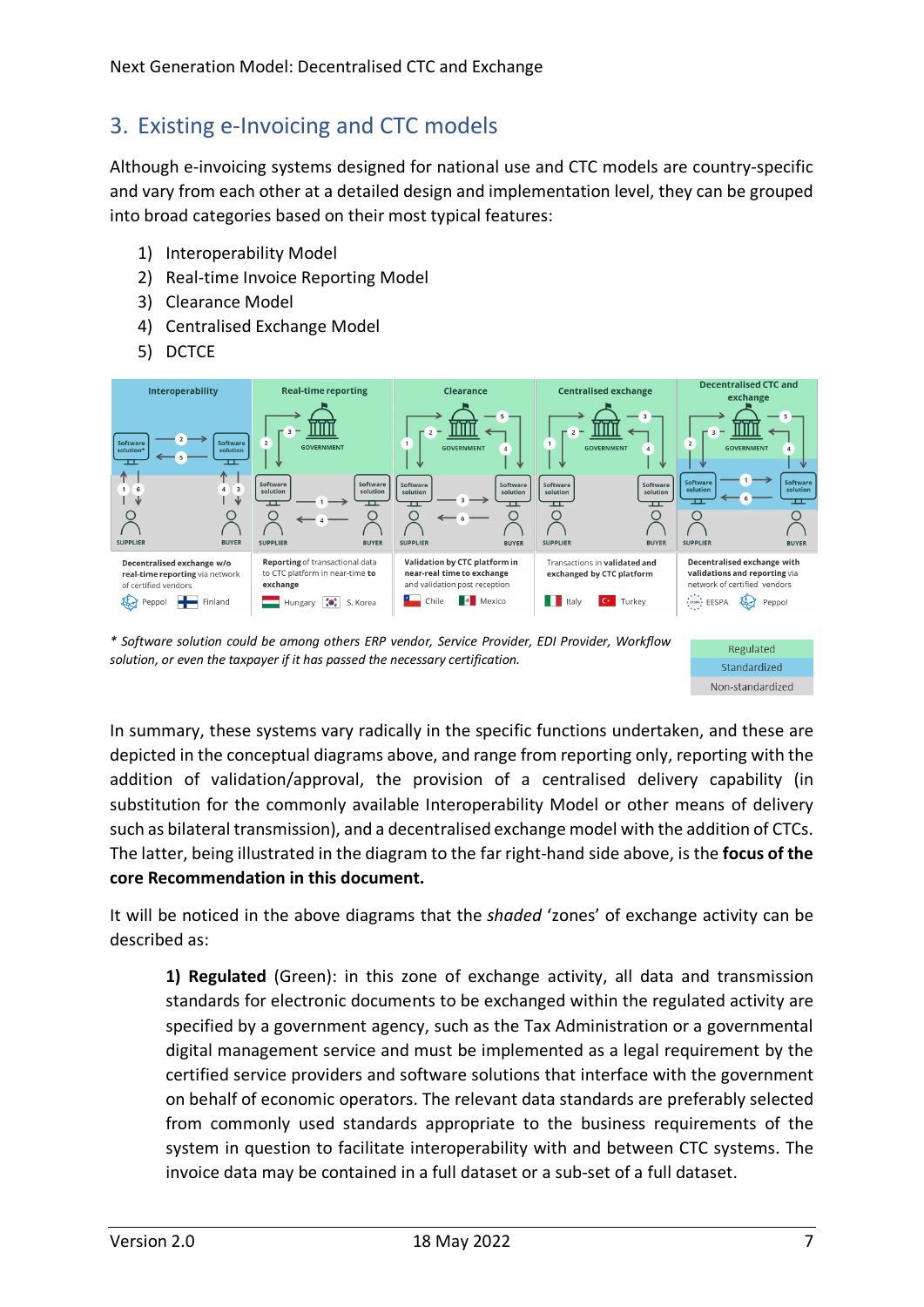## 3. Existing e-Invoicing and CTC models

Although e-invoicing systems designed for national use and CTC models are country-specific and vary from each other at a detailed design and implementation level, they can be grouped into broad categories based on their most typical features:

1) Interoperability Model
2) Real-time Invoice Reporting Model
3) Clearance Model
4) Centralised Exchange Model
5) DCTCE

| Interoperability | Real-time reporting | Clearance | Centralised exchange | Decentralised CTC and exchange |
|---|---|---|---|---|
| Decentralised exchange w/o real-time reporting via network of certified vendors | Reporting of transactional data to CTC platform in near-time to exchange | Validation by CTC platform in near-real time to exchange and validation post reception | Transactions in validated and exchanged by CTC platform | Decentralised exchange with validations and reporting via network of certified vendors |
| Peppol, Finland | Hungary, S. Korea | Chile, Mexico | Italy, Turkey | EESPA, Peppol |

Legend: Regulated / Standardized / Non-standardized

*\* Software solution could be among others ERP vendor, Service Provider, EDI Provider, Workflow solution, or even the taxpayer if it has passed the necessary certification.*

In summary, these systems vary radically in the specific functions undertaken, and these are depicted in the conceptual diagrams above, and range from reporting only, reporting with the addition of validation/approval, the provision of a centralised delivery capability (in substitution for the commonly available Interoperability Model or other means of delivery such as bilateral transmission), and a decentralised exchange model with the addition of CTCs. The latter, being illustrated in the diagram to the far right-hand side above, is the **focus of the core Recommendation in this document.**

It will be noticed in the above diagrams that the *shaded* 'zones' of exchange activity can be described as:

> **1) Regulated** (Green): in this zone of exchange activity, all data and transmission standards for electronic documents to be exchanged within the regulated activity are specified by a government agency, such as the Tax Administration or a governmental digital management service and must be implemented as a legal requirement by the certified service providers and software solutions that interface with the government on behalf of economic operators. The relevant data standards are preferably selected from commonly used standards appropriate to the business requirements of the system in question to facilitate interoperability with and between CTC systems. The invoice data may be contained in a full dataset or a sub-set of a full dataset.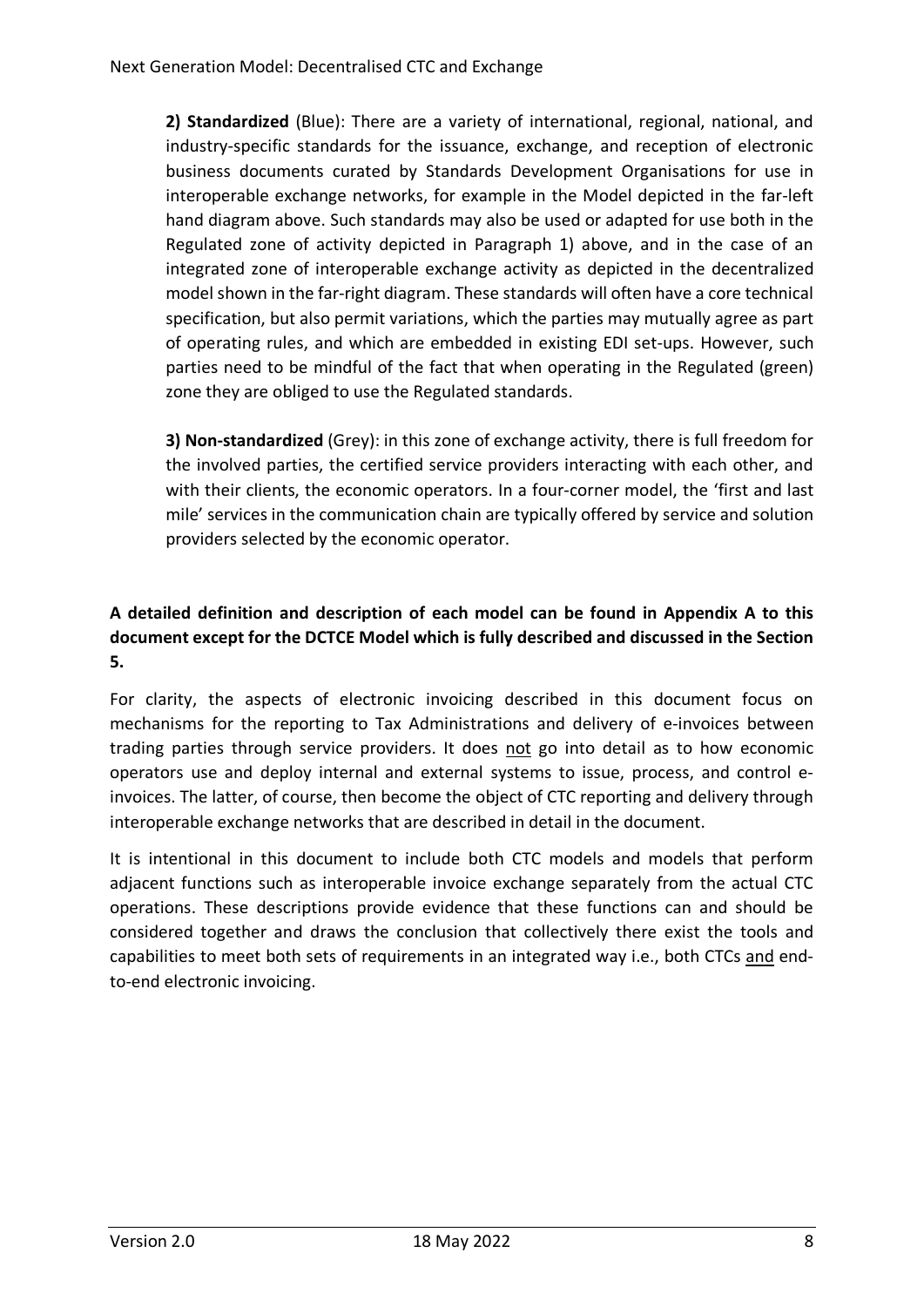**2) Standardized** (Blue): There are a variety of international, regional, national, and industry-specific standards for the issuance, exchange, and reception of electronic business documents curated by Standards Development Organisations for use in interoperable exchange networks, for example in the Model depicted in the far-left hand diagram above. Such standards may also be used or adapted for use both in the Regulated zone of activity depicted in Paragraph 1) above, and in the case of an integrated zone of interoperable exchange activity as depicted in the decentralized model shown in the far-right diagram. These standards will often have a core technical specification, but also permit variations, which the parties may mutually agree as part of operating rules, and which are embedded in existing EDI set-ups. However, such parties need to be mindful of the fact that when operating in the Regulated (green) zone they are obliged to use the Regulated standards.

**3) Non-standardized** (Grey): in this zone of exchange activity, there is full freedom for the involved parties, the certified service providers interacting with each other, and with their clients, the economic operators. In a four-corner model, the 'first and last mile' services in the communication chain are typically offered by service and solution providers selected by the economic operator.

**A detailed definition and description of each model can be found in Appendix A to this document except for the DCTCE Model which is fully described and discussed in the Section 5.**

For clarity, the aspects of electronic invoicing described in this document focus on mechanisms for the reporting to Tax Administrations and delivery of e-invoices between trading parties through service providers. It does not go into detail as to how economic operators use and deploy internal and external systems to issue, process, and control e-invoices. The latter, of course, then become the object of CTC reporting and delivery through interoperable exchange networks that are described in detail in the document.

It is intentional in this document to include both CTC models and models that perform adjacent functions such as interoperable invoice exchange separately from the actual CTC operations. These descriptions provide evidence that these functions can and should be considered together and draws the conclusion that collectively there exist the tools and capabilities to meet both sets of requirements in an integrated way i.e., both CTCs and end-to-end electronic invoicing.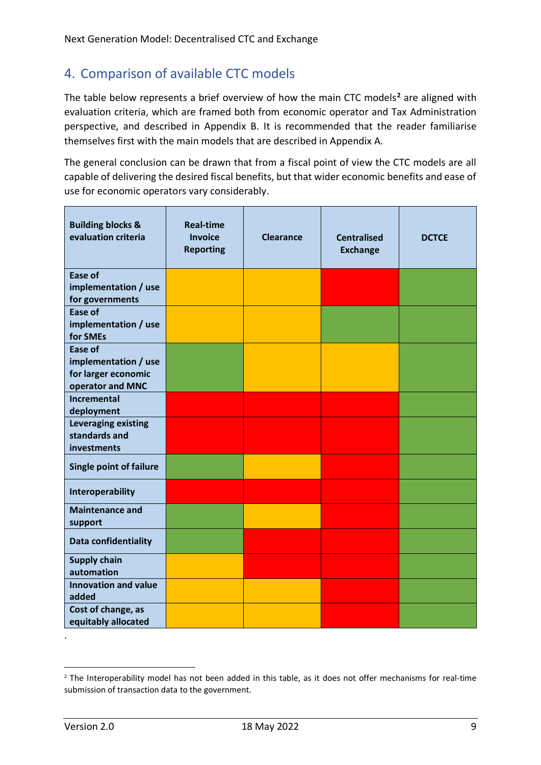## 4. Comparison of available CTC models

The table below represents a brief overview of how the main CTC models[2] are aligned with evaluation criteria, which are framed both from economic operator and Tax Administration perspective, and described in Appendix B. It is recommended that the reader familiarise themselves first with the main models that are described in Appendix A.

The general conclusion can be drawn that from a fiscal point of view the CTC models are all capable of delivering the desired fiscal benefits, but that wider economic benefits and ease of use for economic operators vary considerably.

| Building blocks & evaluation criteria | Real-time Invoice Reporting | Clearance | Centralised Exchange | DCTCE |
|---|---|---|---|---|
| Ease of implementation / use for governments | Amber | Amber | Red | Green |
| Ease of implementation / use for SMEs | Amber | Amber | Green | Green |
| Ease of implementation / use for larger economic operator and MNC | Green | Amber | Amber | Green |
| Incremental deployment | Red | Red | Red | Green |
| Leveraging existing standards and investments | Red | Red | Red | Green |
| Single point of failure | Green | Amber | Red | Green |
| Interoperability | Red | Red | Red | Green |
| Maintenance and support | Green | Amber | Red | Green |
| Data confidentiality | Green | Red | Red | Green |
| Supply chain automation | Amber | Red | Red | Green |
| Innovation and value added | Amber | Amber | Red | Green |
| Cost of change, as equitably allocated | Amber | Amber | Red | Green |

[2] The Interoperability model has not been added in this table, as it does not offer mechanisms for real-time submission of transaction data to the government.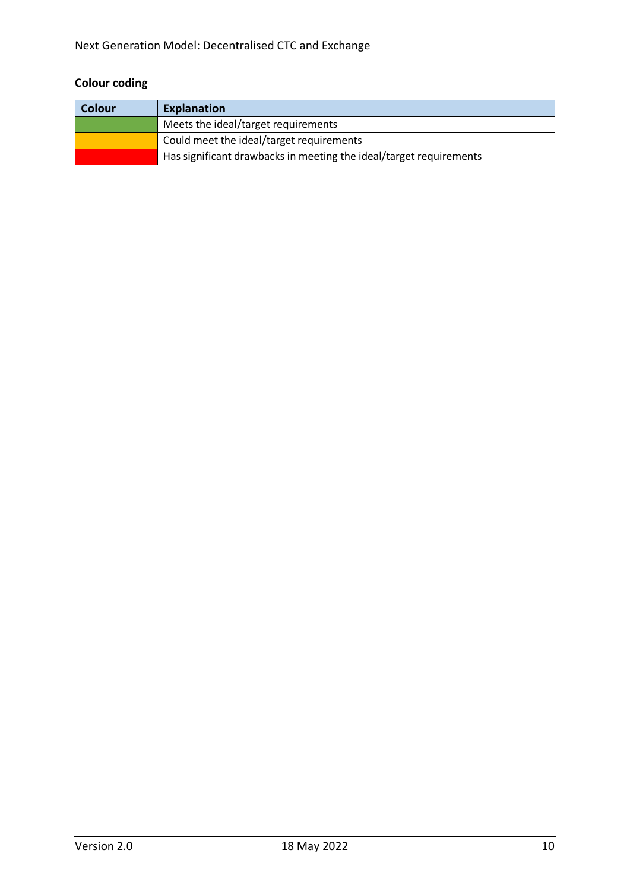**Colour coding**

| Colour | Explanation |
|---|---|
| Green | Meets the ideal/target requirements |
| Amber | Could meet the ideal/target requirements |
| Red | Has significant drawbacks in meeting the ideal/target requirements |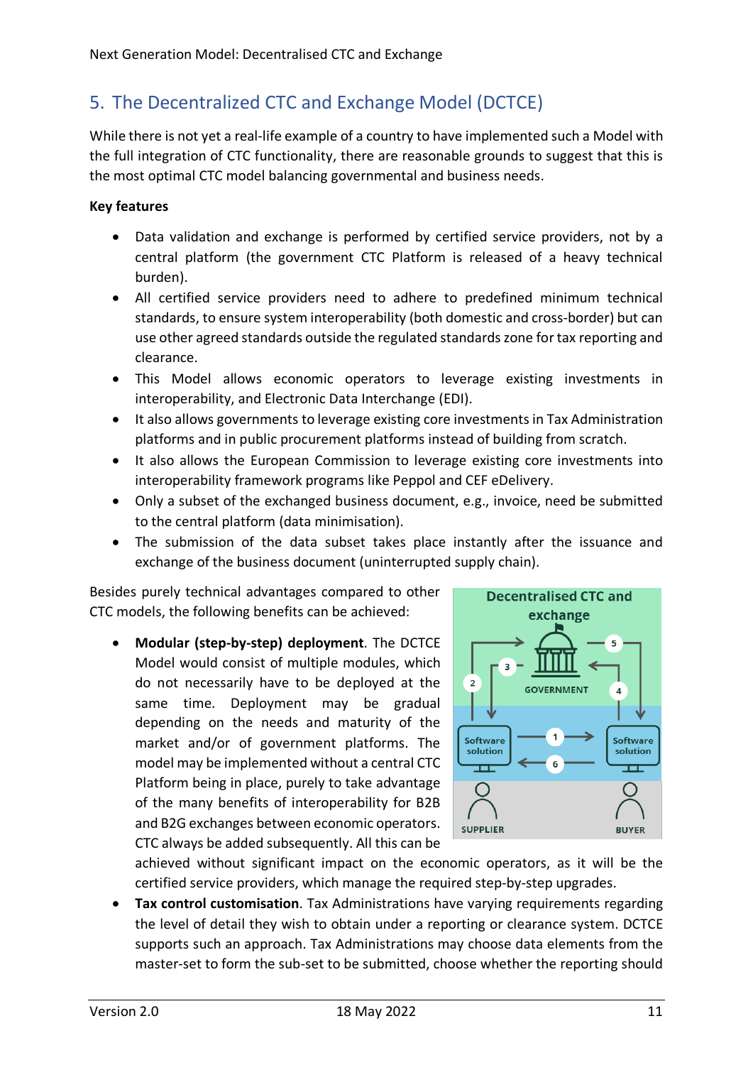## 5. The Decentralized CTC and Exchange Model (DCTCE)

While there is not yet a real-life example of a country to have implemented such a Model with the full integration of CTC functionality, there are reasonable grounds to suggest that this is the most optimal CTC model balancing governmental and business needs.

**Key features**

- Data validation and exchange is performed by certified service providers, not by a central platform (the government CTC Platform is released of a heavy technical burden).
- All certified service providers need to adhere to predefined minimum technical standards, to ensure system interoperability (both domestic and cross-border) but can use other agreed standards outside the regulated standards zone for tax reporting and clearance.
- This Model allows economic operators to leverage existing investments in interoperability, and Electronic Data Interchange (EDI).
- It also allows governments to leverage existing core investments in Tax Administration platforms and in public procurement platforms instead of building from scratch.
- It also allows the European Commission to leverage existing core investments into interoperability framework programs like Peppol and CEF eDelivery.
- Only a subset of the exchanged business document, e.g., invoice, need be submitted to the central platform (data minimisation).
- The submission of the data subset takes place instantly after the issuance and exchange of the business document (uninterrupted supply chain).

Besides purely technical advantages compared to other CTC models, the following benefits can be achieved:

- **Modular (step-by-step) deployment**. The DCTCE Model would consist of multiple modules, which do not necessarily have to be deployed at the same time. Deployment may be gradual depending on the needs and maturity of the market and/or of government platforms. The model may be implemented without a central CTC Platform being in place, purely to take advantage of the many benefits of interoperability for B2B and B2G exchanges between economic operators. CTC always be added subsequently. All this can be achieved without significant impact on the economic operators, as it will be the certified service providers, which manage the required step-by-step upgrades.
- **Tax control customisation**. Tax Administrations have varying requirements regarding the level of detail they wish to obtain under a reporting or clearance system. DCTCE supports such an approach. Tax Administrations may choose data elements from the master-set to form the sub-set to be submitted, choose whether the reporting should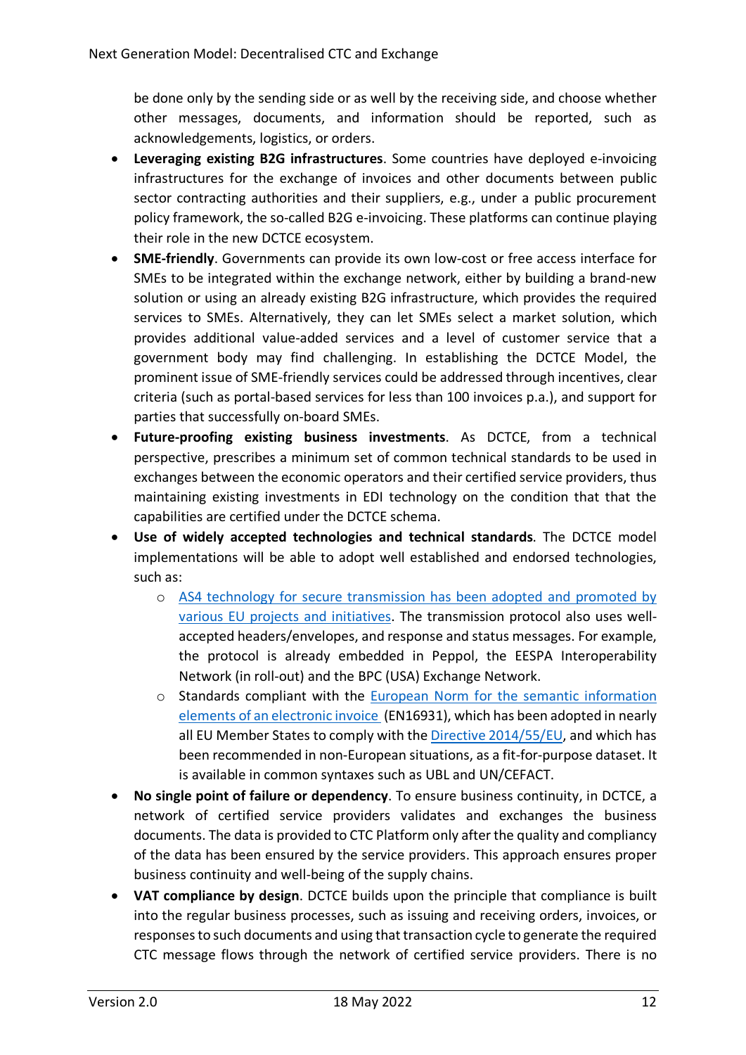be done only by the sending side or as well by the receiving side, and choose whether other messages, documents, and information should be reported, such as acknowledgements, logistics, or orders.

- **Leveraging existing B2G infrastructures**. Some countries have deployed e-invoicing infrastructures for the exchange of invoices and other documents between public sector contracting authorities and their suppliers, e.g., under a public procurement policy framework, the so-called B2G e-invoicing. These platforms can continue playing their role in the new DCTCE ecosystem.
- **SME-friendly**. Governments can provide its own low-cost or free access interface for SMEs to be integrated within the exchange network, either by building a brand-new solution or using an already existing B2G infrastructure, which provides the required services to SMEs. Alternatively, they can let SMEs select a market solution, which provides additional value-added services and a level of customer service that a government body may find challenging. In establishing the DCTCE Model, the prominent issue of SME-friendly services could be addressed through incentives, clear criteria (such as portal-based services for less than 100 invoices p.a.), and support for parties that successfully on-board SMEs.
- **Future-proofing existing business investments**. As DCTCE, from a technical perspective, prescribes a minimum set of common technical standards to be used in exchanges between the economic operators and their certified service providers, thus maintaining existing investments in EDI technology on the condition that that the capabilities are certified under the DCTCE schema.
- **Use of widely accepted technologies and technical standards**. The DCTCE model implementations will be able to adopt well established and endorsed technologies, such as:
  - AS4 technology for secure transmission has been adopted and promoted by various EU projects and initiatives. The transmission protocol also uses well-accepted headers/envelopes, and response and status messages. For example, the protocol is already embedded in Peppol, the EESPA Interoperability Network (in roll-out) and the BPC (USA) Exchange Network.
  - Standards compliant with the European Norm for the semantic information elements of an electronic invoice (EN16931), which has been adopted in nearly all EU Member States to comply with the Directive 2014/55/EU, and which has been recommended in non-European situations, as a fit-for-purpose dataset. It is available in common syntaxes such as UBL and UN/CEFACT.
- **No single point of failure or dependency**. To ensure business continuity, in DCTCE, a network of certified service providers validates and exchanges the business documents. The data is provided to CTC Platform only after the quality and compliancy of the data has been ensured by the service providers. This approach ensures proper business continuity and well-being of the supply chains.
- **VAT compliance by design**. DCTCE builds upon the principle that compliance is built into the regular business processes, such as issuing and receiving orders, invoices, or responses to such documents and using that transaction cycle to generate the required CTC message flows through the network of certified service providers. There is no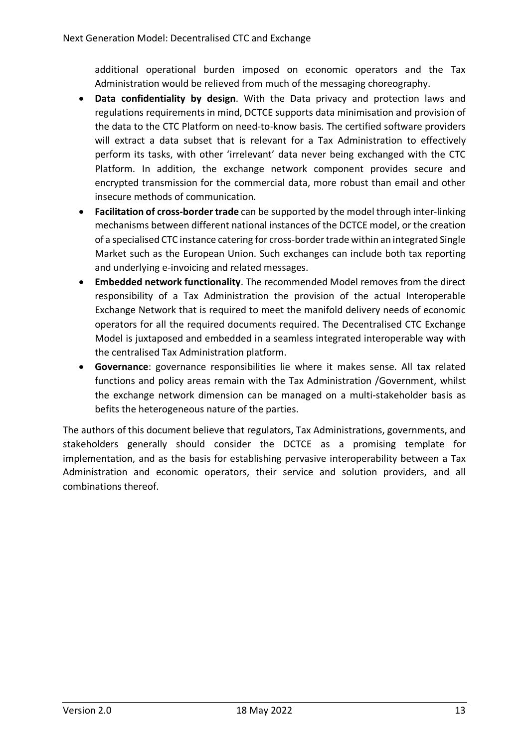additional operational burden imposed on economic operators and the Tax Administration would be relieved from much of the messaging choreography.

- **Data confidentiality by design**. With the Data privacy and protection laws and regulations requirements in mind, DCTCE supports data minimisation and provision of the data to the CTC Platform on need-to-know basis. The certified software providers will extract a data subset that is relevant for a Tax Administration to effectively perform its tasks, with other 'irrelevant' data never being exchanged with the CTC Platform. In addition, the exchange network component provides secure and encrypted transmission for the commercial data, more robust than email and other insecure methods of communication.
- **Facilitation of cross-border trade** can be supported by the model through inter-linking mechanisms between different national instances of the DCTCE model, or the creation of a specialised CTC instance catering for cross-border trade within an integrated Single Market such as the European Union. Such exchanges can include both tax reporting and underlying e-invoicing and related messages.
- **Embedded network functionality**. The recommended Model removes from the direct responsibility of a Tax Administration the provision of the actual Interoperable Exchange Network that is required to meet the manifold delivery needs of economic operators for all the required documents required. The Decentralised CTC Exchange Model is juxtaposed and embedded in a seamless integrated interoperable way with the centralised Tax Administration platform.
- **Governance**: governance responsibilities lie where it makes sense. All tax related functions and policy areas remain with the Tax Administration /Government, whilst the exchange network dimension can be managed on a multi-stakeholder basis as befits the heterogeneous nature of the parties.

The authors of this document believe that regulators, Tax Administrations, governments, and stakeholders generally should consider the DCTCE as a promising template for implementation, and as the basis for establishing pervasive interoperability between a Tax Administration and economic operators, their service and solution providers, and all combinations thereof.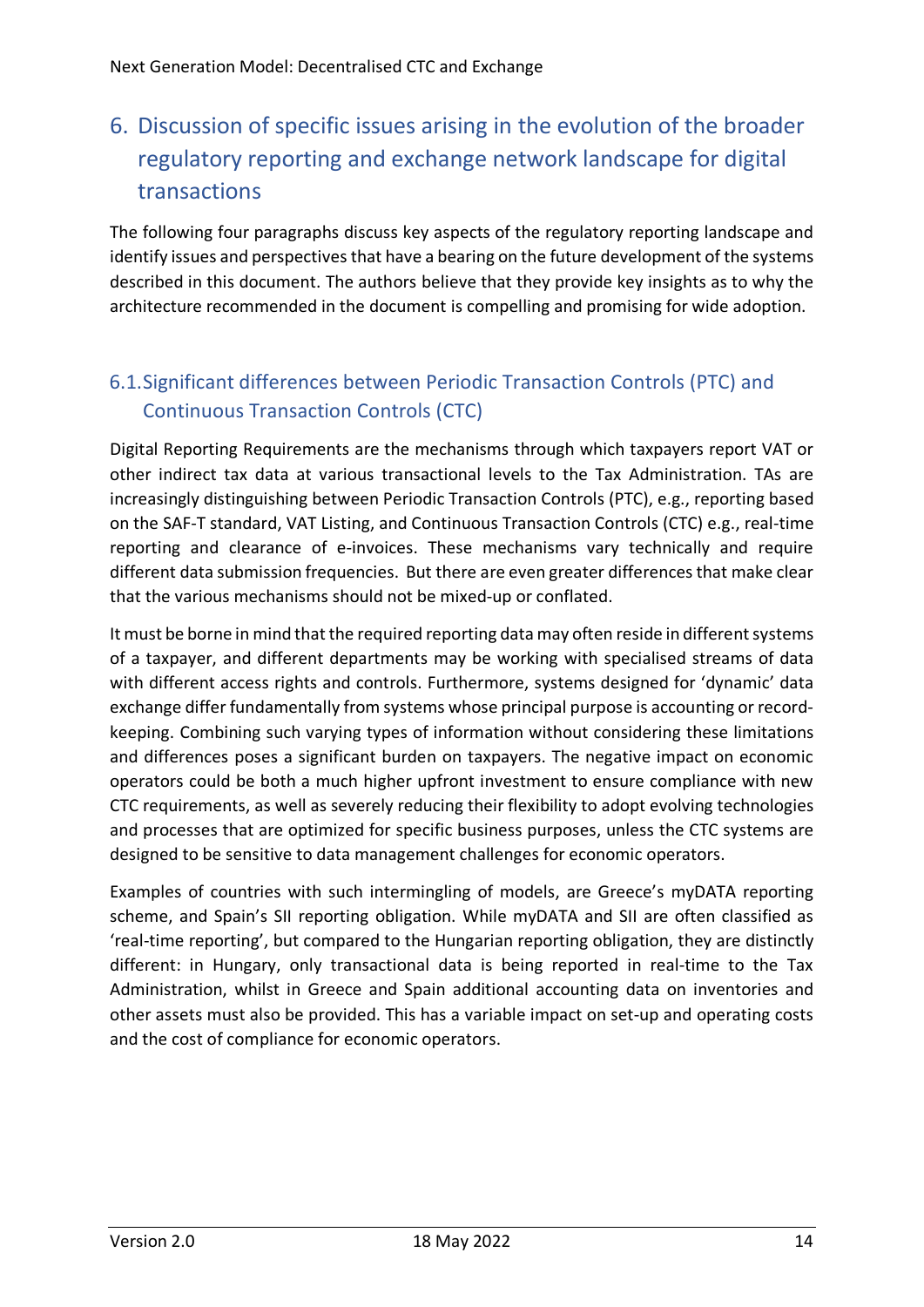# 6. Discussion of specific issues arising in the evolution of the broader regulatory reporting and exchange network landscape for digital transactions

The following four paragraphs discuss key aspects of the regulatory reporting landscape and identify issues and perspectives that have a bearing on the future development of the systems described in this document. The authors believe that they provide key insights as to why the architecture recommended in the document is compelling and promising for wide adoption.

## 6.1. Significant differences between Periodic Transaction Controls (PTC) and Continuous Transaction Controls (CTC)

Digital Reporting Requirements are the mechanisms through which taxpayers report VAT or other indirect tax data at various transactional levels to the Tax Administration. TAs are increasingly distinguishing between Periodic Transaction Controls (PTC), e.g., reporting based on the SAF-T standard, VAT Listing, and Continuous Transaction Controls (CTC) e.g., real-time reporting and clearance of e-invoices. These mechanisms vary technically and require different data submission frequencies. But there are even greater differences that make clear that the various mechanisms should not be mixed-up or conflated.

It must be borne in mind that the required reporting data may often reside in different systems of a taxpayer, and different departments may be working with specialised streams of data with different access rights and controls. Furthermore, systems designed for 'dynamic' data exchange differ fundamentally from systems whose principal purpose is accounting or record-keeping. Combining such varying types of information without considering these limitations and differences poses a significant burden on taxpayers. The negative impact on economic operators could be both a much higher upfront investment to ensure compliance with new CTC requirements, as well as severely reducing their flexibility to adopt evolving technologies and processes that are optimized for specific business purposes, unless the CTC systems are designed to be sensitive to data management challenges for economic operators.

Examples of countries with such intermingling of models, are Greece's myDATA reporting scheme, and Spain's SII reporting obligation. While myDATA and SII are often classified as 'real-time reporting', but compared to the Hungarian reporting obligation, they are distinctly different: in Hungary, only transactional data is being reported in real-time to the Tax Administration, whilst in Greece and Spain additional accounting data on inventories and other assets must also be provided. This has a variable impact on set-up and operating costs and the cost of compliance for economic operators.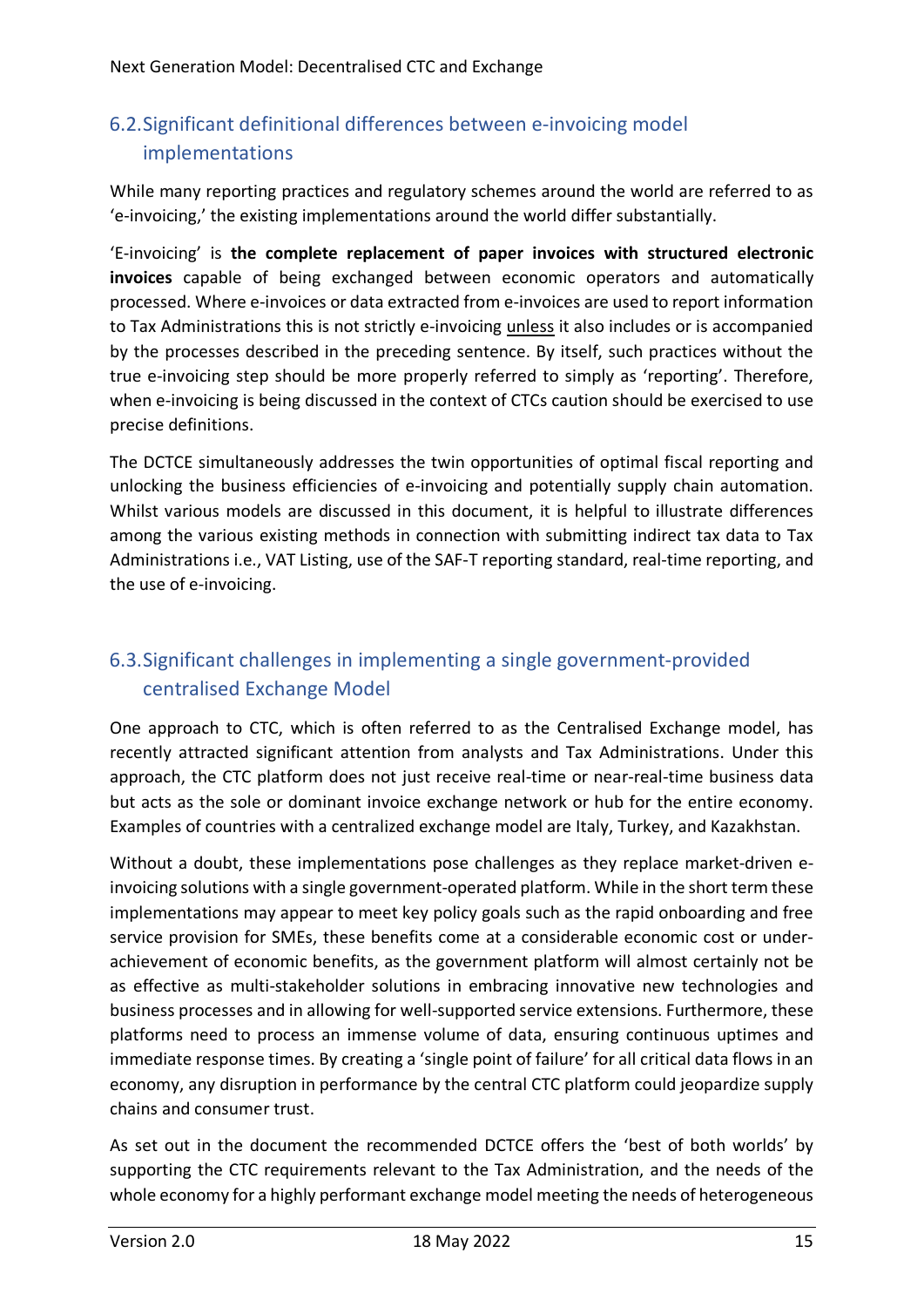## 6.2. Significant definitional differences between e-invoicing model implementations

While many reporting practices and regulatory schemes around the world are referred to as 'e-invoicing,' the existing implementations around the world differ substantially.

'E-invoicing' is **the complete replacement of paper invoices with structured electronic invoices** capable of being exchanged between economic operators and automatically processed. Where e-invoices or data extracted from e-invoices are used to report information to Tax Administrations this is not strictly e-invoicing unless it also includes or is accompanied by the processes described in the preceding sentence. By itself, such practices without the true e-invoicing step should be more properly referred to simply as 'reporting'. Therefore, when e-invoicing is being discussed in the context of CTCs caution should be exercised to use precise definitions.

The DCTCE simultaneously addresses the twin opportunities of optimal fiscal reporting and unlocking the business efficiencies of e-invoicing and potentially supply chain automation. Whilst various models are discussed in this document, it is helpful to illustrate differences among the various existing methods in connection with submitting indirect tax data to Tax Administrations i.e., VAT Listing, use of the SAF-T reporting standard, real-time reporting, and the use of e-invoicing.

## 6.3. Significant challenges in implementing a single government-provided centralised Exchange Model

One approach to CTC, which is often referred to as the Centralised Exchange model, has recently attracted significant attention from analysts and Tax Administrations. Under this approach, the CTC platform does not just receive real-time or near-real-time business data but acts as the sole or dominant invoice exchange network or hub for the entire economy. Examples of countries with a centralized exchange model are Italy, Turkey, and Kazakhstan.

Without a doubt, these implementations pose challenges as they replace market-driven e-invoicing solutions with a single government-operated platform. While in the short term these implementations may appear to meet key policy goals such as the rapid onboarding and free service provision for SMEs, these benefits come at a considerable economic cost or under-achievement of economic benefits, as the government platform will almost certainly not be as effective as multi-stakeholder solutions in embracing innovative new technologies and business processes and in allowing for well-supported service extensions. Furthermore, these platforms need to process an immense volume of data, ensuring continuous uptimes and immediate response times. By creating a 'single point of failure' for all critical data flows in an economy, any disruption in performance by the central CTC platform could jeopardize supply chains and consumer trust.

As set out in the document the recommended DCTCE offers the 'best of both worlds' by supporting the CTC requirements relevant to the Tax Administration, and the needs of the whole economy for a highly performant exchange model meeting the needs of heterogeneous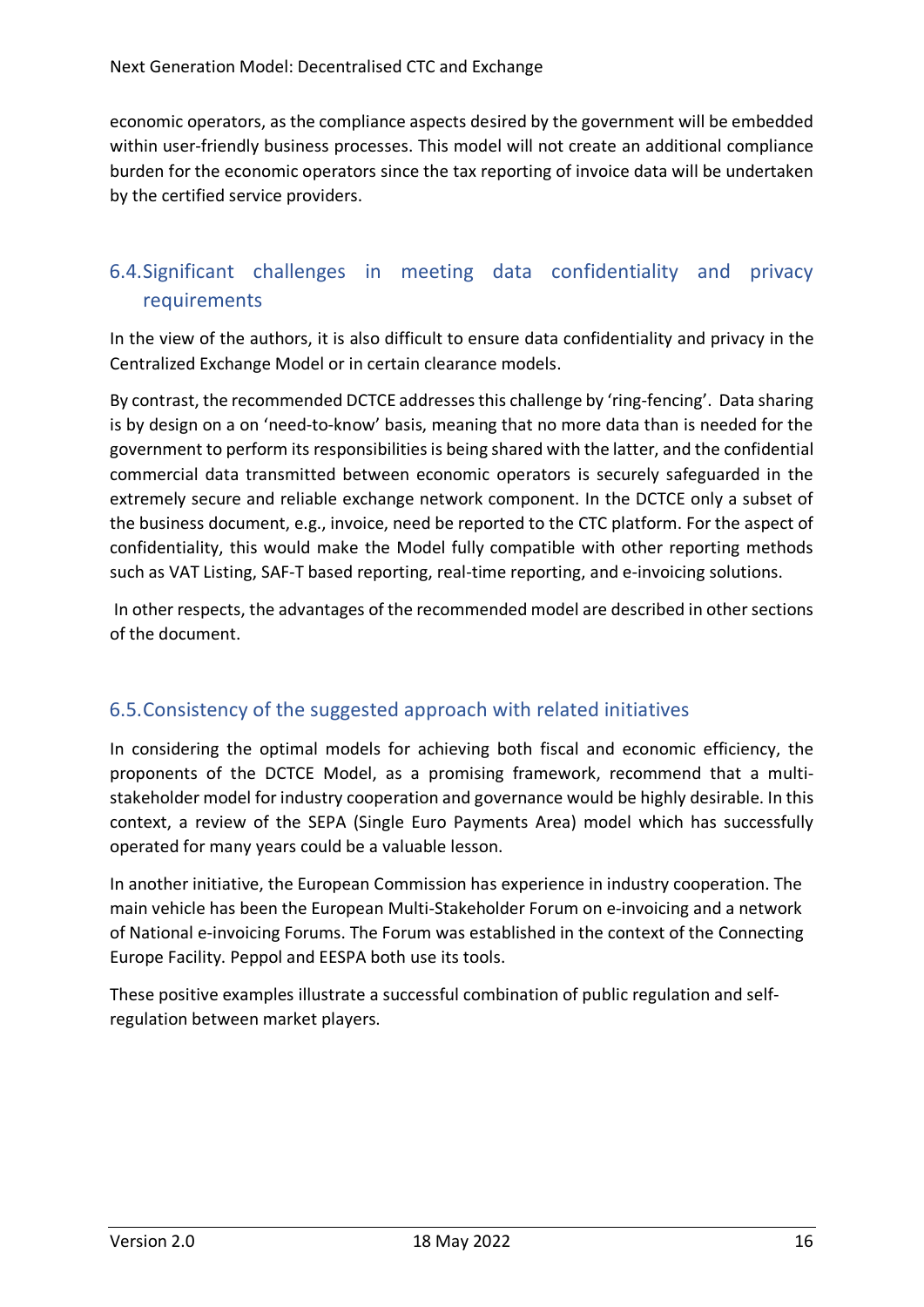economic operators, as the compliance aspects desired by the government will be embedded within user-friendly business processes. This model will not create an additional compliance burden for the economic operators since the tax reporting of invoice data will be undertaken by the certified service providers.

## 6.4. Significant challenges in meeting data confidentiality and privacy requirements

In the view of the authors, it is also difficult to ensure data confidentiality and privacy in the Centralized Exchange Model or in certain clearance models.

By contrast, the recommended DCTCE addresses this challenge by 'ring-fencing'. Data sharing is by design on a on 'need-to-know' basis, meaning that no more data than is needed for the government to perform its responsibilities is being shared with the latter, and the confidential commercial data transmitted between economic operators is securely safeguarded in the extremely secure and reliable exchange network component. In the DCTCE only a subset of the business document, e.g., invoice, need be reported to the CTC platform. For the aspect of confidentiality, this would make the Model fully compatible with other reporting methods such as VAT Listing, SAF-T based reporting, real-time reporting, and e-invoicing solutions.

In other respects, the advantages of the recommended model are described in other sections of the document.

## 6.5. Consistency of the suggested approach with related initiatives

In considering the optimal models for achieving both fiscal and economic efficiency, the proponents of the DCTCE Model, as a promising framework, recommend that a multi-stakeholder model for industry cooperation and governance would be highly desirable. In this context, a review of the SEPA (Single Euro Payments Area) model which has successfully operated for many years could be a valuable lesson.

In another initiative, the European Commission has experience in industry cooperation. The main vehicle has been the European Multi-Stakeholder Forum on e-invoicing and a network of National e-invoicing Forums. The Forum was established in the context of the Connecting Europe Facility. Peppol and EESPA both use its tools.

These positive examples illustrate a successful combination of public regulation and self-regulation between market players.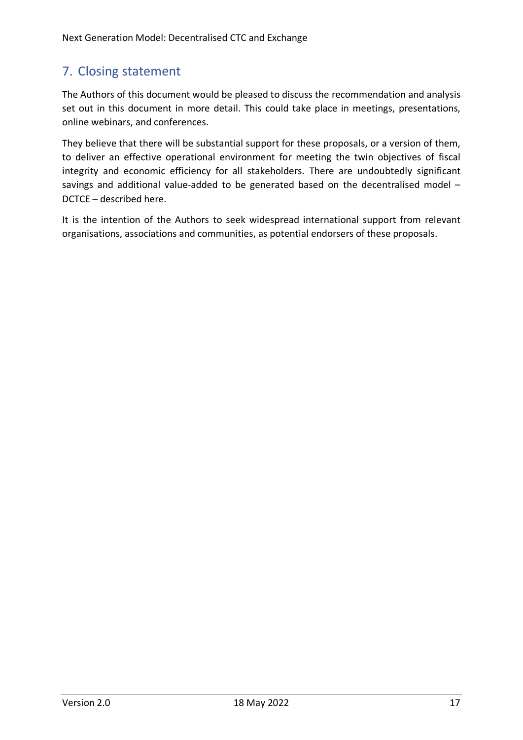## 7. Closing statement

The Authors of this document would be pleased to discuss the recommendation and analysis set out in this document in more detail. This could take place in meetings, presentations, online webinars, and conferences.

They believe that there will be substantial support for these proposals, or a version of them, to deliver an effective operational environment for meeting the twin objectives of fiscal integrity and economic efficiency for all stakeholders. There are undoubtedly significant savings and additional value-added to be generated based on the decentralised model – DCTCE – described here.

It is the intention of the Authors to seek widespread international support from relevant organisations, associations and communities, as potential endorsers of these proposals.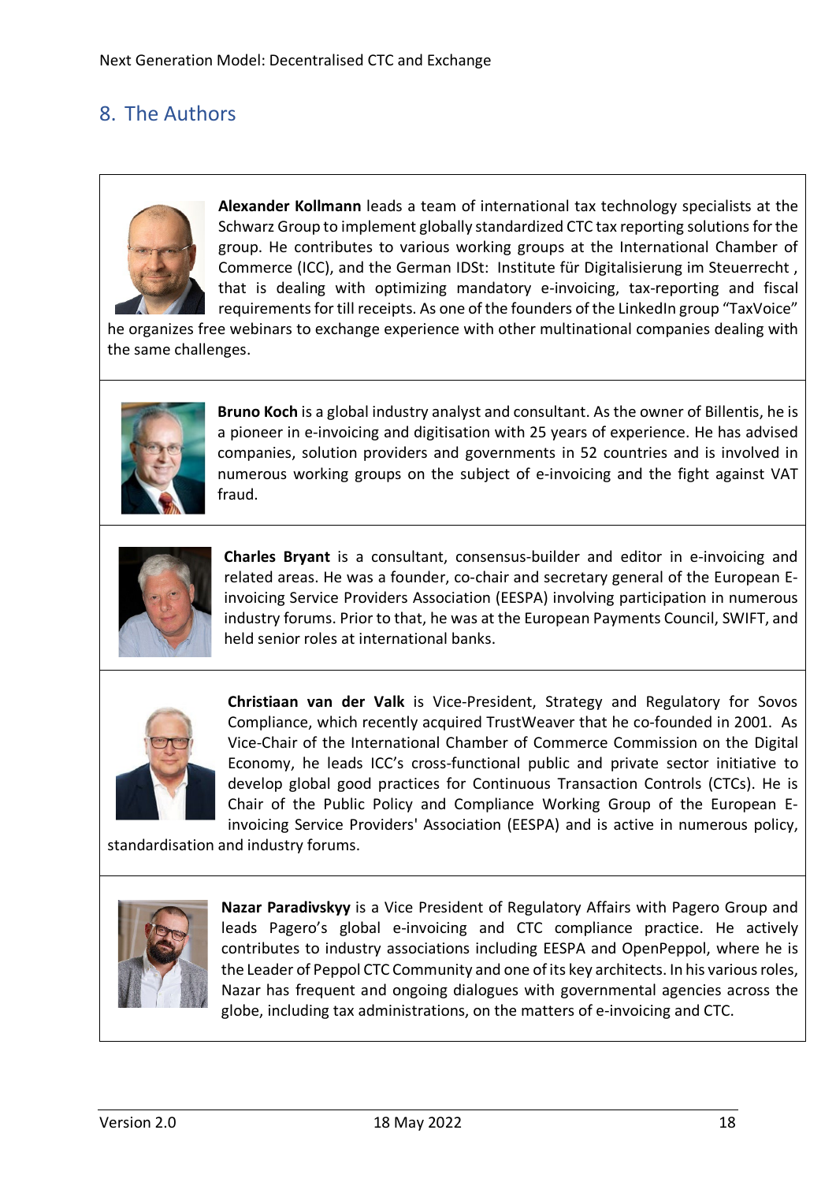## 8. The Authors

**Alexander Kollmann** leads a team of international tax technology specialists at the Schwarz Group to implement globally standardized CTC tax reporting solutions for the group. He contributes to various working groups at the International Chamber of Commerce (ICC), and the German IDSt: Institute für Digitalisierung im Steuerrecht , that is dealing with optimizing mandatory e-invoicing, tax-reporting and fiscal requirements for till receipts. As one of the founders of the LinkedIn group "TaxVoice" he organizes free webinars to exchange experience with other multinational companies dealing with the same challenges.

**Bruno Koch** is a global industry analyst and consultant. As the owner of Billentis, he is a pioneer in e-invoicing and digitisation with 25 years of experience. He has advised companies, solution providers and governments in 52 countries and is involved in numerous working groups on the subject of e-invoicing and the fight against VAT fraud.

**Charles Bryant** is a consultant, consensus-builder and editor in e-invoicing and related areas. He was a founder, co-chair and secretary general of the European E-invoicing Service Providers Association (EESPA) involving participation in numerous industry forums. Prior to that, he was at the European Payments Council, SWIFT, and held senior roles at international banks.

**Christiaan van der Valk** is Vice-President, Strategy and Regulatory for Sovos Compliance, which recently acquired TrustWeaver that he co-founded in 2001. As Vice-Chair of the International Chamber of Commerce Commission on the Digital Economy, he leads ICC's cross-functional public and private sector initiative to develop global good practices for Continuous Transaction Controls (CTCs). He is Chair of the Public Policy and Compliance Working Group of the European E-invoicing Service Providers' Association (EESPA) and is active in numerous policy, standardisation and industry forums.

**Nazar Paradivskyy** is a Vice President of Regulatory Affairs with Pagero Group and leads Pagero's global e-invoicing and CTC compliance practice. He actively contributes to industry associations including EESPA and OpenPeppol, where he is the Leader of Peppol CTC Community and one of its key architects. In his various roles, Nazar has frequent and ongoing dialogues with governmental agencies across the globe, including tax administrations, on the matters of e-invoicing and CTC.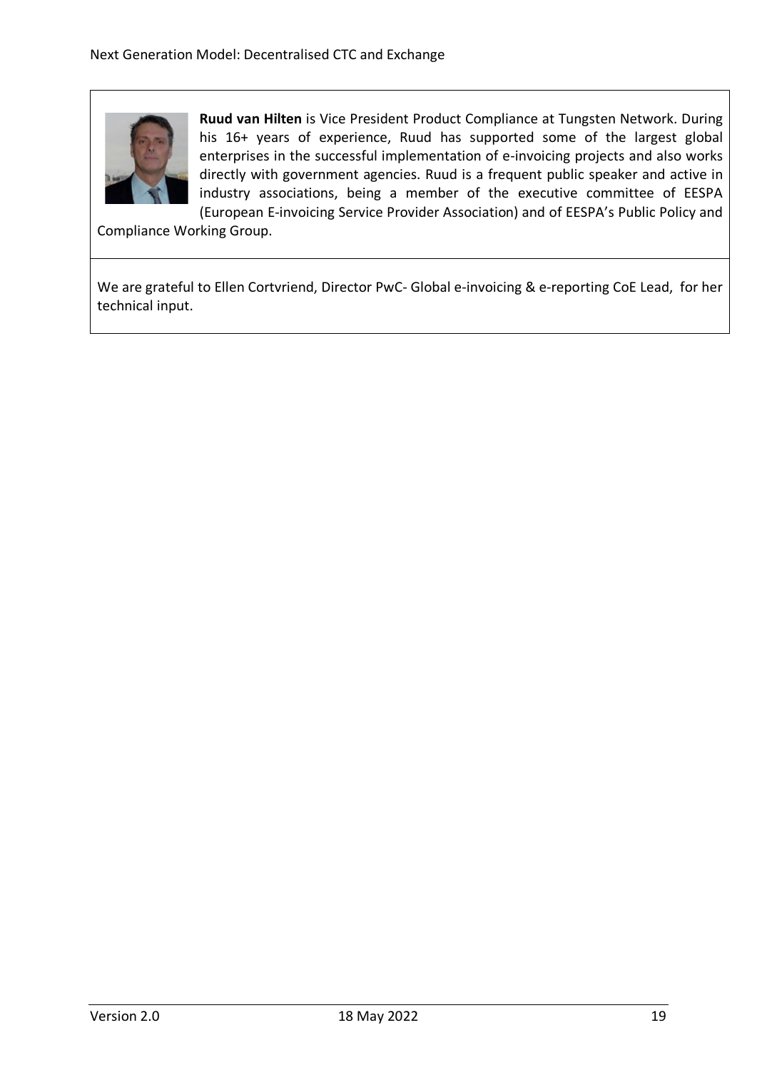**Ruud van Hilten** is Vice President Product Compliance at Tungsten Network. During his 16+ years of experience, Ruud has supported some of the largest global enterprises in the successful implementation of e-invoicing projects and also works directly with government agencies. Ruud is a frequent public speaker and active in industry associations, being a member of the executive committee of EESPA (European E-invoicing Service Provider Association) and of EESPA's Public Policy and Compliance Working Group.

We are grateful to Ellen Cortvriend, Director PwC- Global e-invoicing & e-reporting CoE Lead, for her technical input.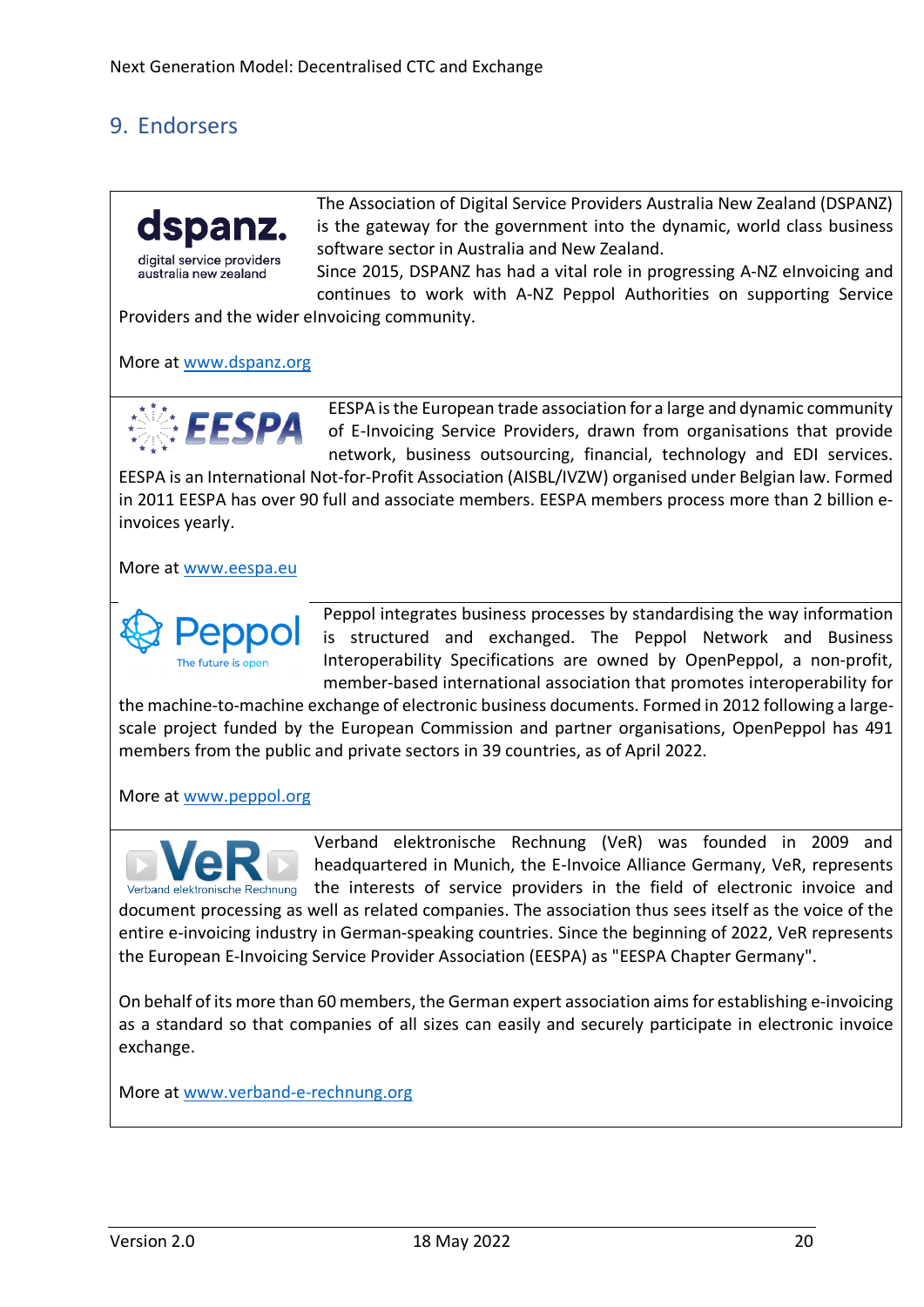## 9. Endorsers

The Association of Digital Service Providers Australia New Zealand (DSPANZ) is the gateway for the government into the dynamic, world class business software sector in Australia and New Zealand.
Since 2015, DSPANZ has had a vital role in progressing A-NZ eInvoicing and continues to work with A-NZ Peppol Authorities on supporting Service Providers and the wider eInvoicing community.

More at [www.dspanz.org](www.dspanz.org)

EESPA is the European trade association for a large and dynamic community of E-Invoicing Service Providers, drawn from organisations that provide network, business outsourcing, financial, technology and EDI services. EESPA is an International Not-for-Profit Association (AISBL/IVZW) organised under Belgian law. Formed in 2011 EESPA has over 90 full and associate members. EESPA members process more than 2 billion e-invoices yearly.

More at [www.eespa.eu](www.eespa.eu)

Peppol integrates business processes by standardising the way information is structured and exchanged. The Peppol Network and Business Interoperability Specifications are owned by OpenPeppol, a non-profit, member-based international association that promotes interoperability for the machine-to-machine exchange of electronic business documents. Formed in 2012 following a large-scale project funded by the European Commission and partner organisations, OpenPeppol has 491 members from the public and private sectors in 39 countries, as of April 2022.

More at [www.peppol.org](www.peppol.org)

Verband elektronische Rechnung (VeR) was founded in 2009 and headquartered in Munich, the E-Invoice Alliance Germany, VeR, represents the interests of service providers in the field of electronic invoice and document processing as well as related companies. The association thus sees itself as the voice of the entire e-invoicing industry in German-speaking countries. Since the beginning of 2022, VeR represents the European E-Invoicing Service Provider Association (EESPA) as "EESPA Chapter Germany".

On behalf of its more than 60 members, the German expert association aims for establishing e-invoicing as a standard so that companies of all sizes can easily and securely participate in electronic invoice exchange.

More at [www.verband-e-rechnung.org](www.verband-e-rechnung.org)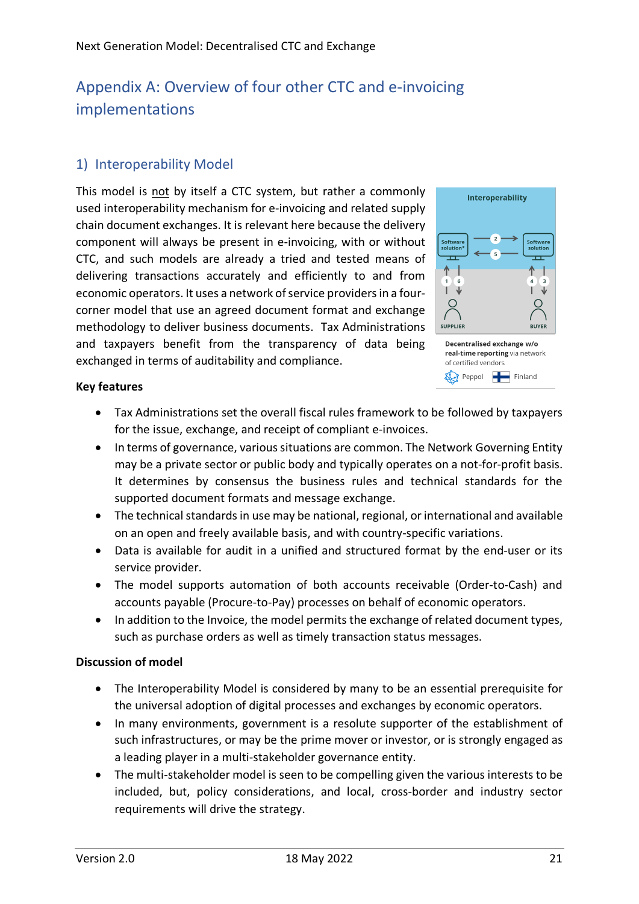# Appendix A: Overview of four other CTC and e-invoicing implementations

## 1) Interoperability Model

This model is not by itself a CTC system, but rather a commonly used interoperability mechanism for e-invoicing and related supply chain document exchanges. It is relevant here because the delivery component will always be present in e-invoicing, with or without CTC, and such models are already a tried and tested means of delivering transactions accurately and efficiently to and from economic operators. It uses a network of service providers in a four-corner model that use an agreed document format and exchange methodology to deliver business documents. Tax Administrations and taxpayers benefit from the transparency of data being exchanged in terms of auditability and compliance.

Interoperability

Software solution* — Software solution

SUPPLIER — BUYER

**Decentralised exchange w/o real-time reporting** via network of certified vendors

Peppol — Finland

**Key features**

- Tax Administrations set the overall fiscal rules framework to be followed by taxpayers for the issue, exchange, and receipt of compliant e-invoices.
- In terms of governance, various situations are common. The Network Governing Entity may be a private sector or public body and typically operates on a not-for-profit basis. It determines by consensus the business rules and technical standards for the supported document formats and message exchange.
- The technical standards in use may be national, regional, or international and available on an open and freely available basis, and with country-specific variations.
- Data is available for audit in a unified and structured format by the end-user or its service provider.
- The model supports automation of both accounts receivable (Order-to-Cash) and accounts payable (Procure-to-Pay) processes on behalf of economic operators.
- In addition to the Invoice, the model permits the exchange of related document types, such as purchase orders as well as timely transaction status messages.

**Discussion of model**

- The Interoperability Model is considered by many to be an essential prerequisite for the universal adoption of digital processes and exchanges by economic operators.
- In many environments, government is a resolute supporter of the establishment of such infrastructures, or may be the prime mover or investor, or is strongly engaged as a leading player in a multi-stakeholder governance entity.
- The multi-stakeholder model is seen to be compelling given the various interests to be included, but, policy considerations, and local, cross-border and industry sector requirements will drive the strategy.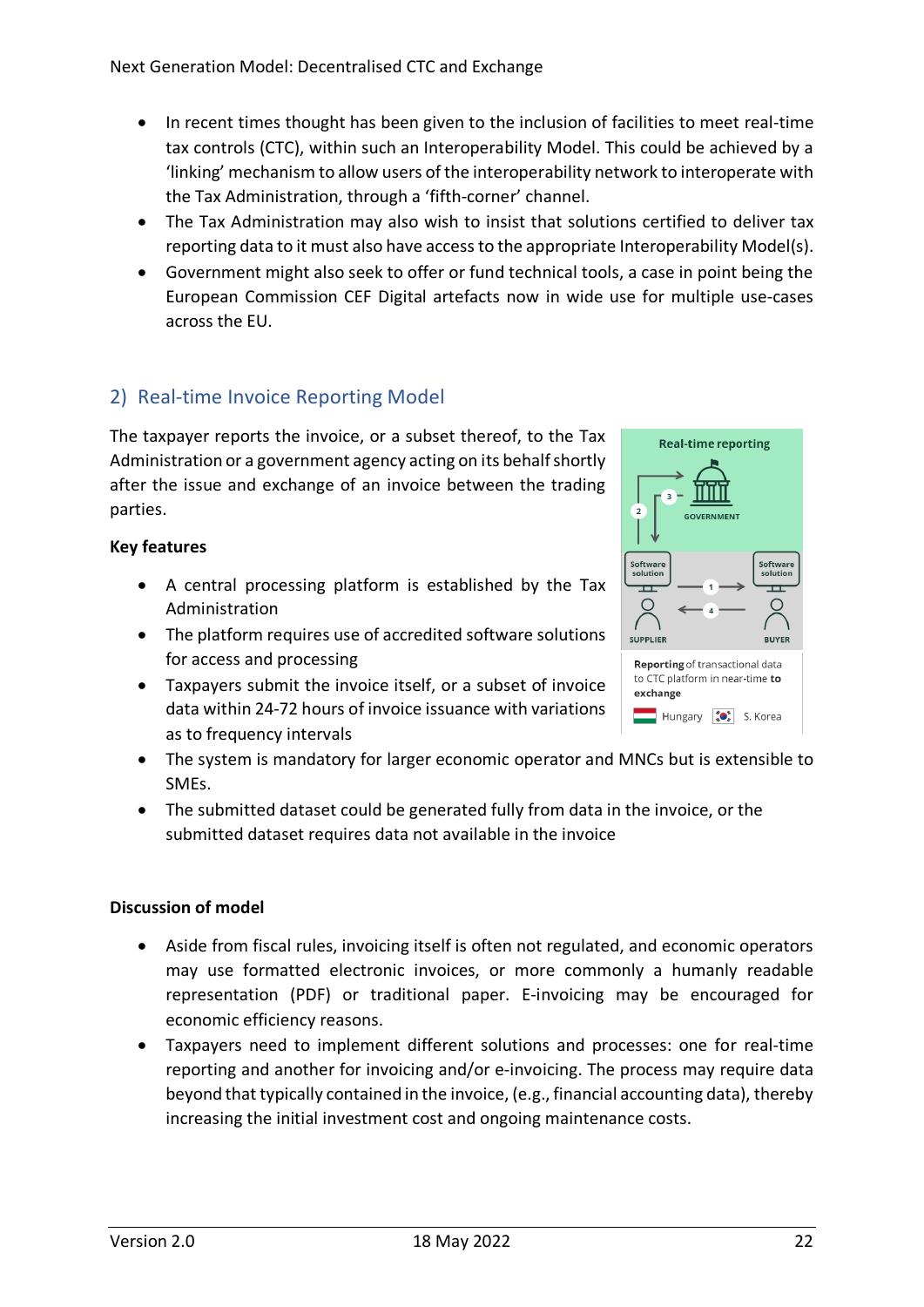- In recent times thought has been given to the inclusion of facilities to meet real-time tax controls (CTC), within such an Interoperability Model. This could be achieved by a 'linking' mechanism to allow users of the interoperability network to interoperate with the Tax Administration, through a 'fifth-corner' channel.
- The Tax Administration may also wish to insist that solutions certified to deliver tax reporting data to it must also have access to the appropriate Interoperability Model(s).
- Government might also seek to offer or fund technical tools, a case in point being the European Commission CEF Digital artefacts now in wide use for multiple use-cases across the EU.

## 2) Real-time Invoice Reporting Model

The taxpayer reports the invoice, or a subset thereof, to the Tax Administration or a government agency acting on its behalf shortly after the issue and exchange of an invoice between the trading parties.

Real-time reporting

GOVERNMENT

Software solution — SUPPLIER

Software solution — BUYER

**Reporting** of transactional data to CTC platform in near-time **to exchange**

Hungary S. Korea

**Key features**

- A central processing platform is established by the Tax Administration
- The platform requires use of accredited software solutions for access and processing
- Taxpayers submit the invoice itself, or a subset of invoice data within 24-72 hours of invoice issuance with variations as to frequency intervals
- The system is mandatory for larger economic operator and MNCs but is extensible to SMEs.
- The submitted dataset could be generated fully from data in the invoice, or the submitted dataset requires data not available in the invoice

**Discussion of model**

- Aside from fiscal rules, invoicing itself is often not regulated, and economic operators may use formatted electronic invoices, or more commonly a humanly readable representation (PDF) or traditional paper. E-invoicing may be encouraged for economic efficiency reasons.
- Taxpayers need to implement different solutions and processes: one for real-time reporting and another for invoicing and/or e-invoicing. The process may require data beyond that typically contained in the invoice, (e.g., financial accounting data), thereby increasing the initial investment cost and ongoing maintenance costs.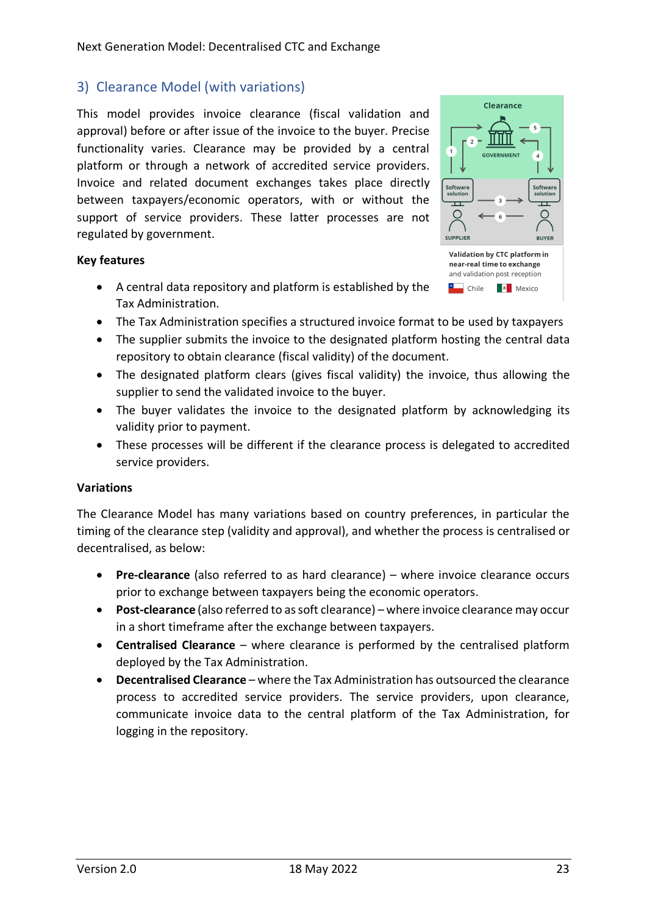## 3) Clearance Model (with variations)

This model provides invoice clearance (fiscal validation and approval) before or after issue of the invoice to the buyer. Precise functionality varies. Clearance may be provided by a central platform or through a network of accredited service providers. Invoice and related document exchanges takes place directly between taxpayers/economic operators, with or without the support of service providers. These latter processes are not regulated by government.

Clearance

GOVERNMENT

Software solution — SUPPLIER

Software solution — BUYER

**Validation by CTC platform in near-real time to exchange** and validation post reception

Chile  Mexico

### Key features

- A central data repository and platform is established by the Tax Administration.
- The Tax Administration specifies a structured invoice format to be used by taxpayers
- The supplier submits the invoice to the designated platform hosting the central data repository to obtain clearance (fiscal validity) of the document.
- The designated platform clears (gives fiscal validity) the invoice, thus allowing the supplier to send the validated invoice to the buyer.
- The buyer validates the invoice to the designated platform by acknowledging its validity prior to payment.
- These processes will be different if the clearance process is delegated to accredited service providers.

### Variations

The Clearance Model has many variations based on country preferences, in particular the timing of the clearance step (validity and approval), and whether the process is centralised or decentralised, as below:

- **Pre-clearance** (also referred to as hard clearance) – where invoice clearance occurs prior to exchange between taxpayers being the economic operators.
- **Post-clearance** (also referred to as soft clearance) – where invoice clearance may occur in a short timeframe after the exchange between taxpayers.
- **Centralised Clearance** – where clearance is performed by the centralised platform deployed by the Tax Administration.
- **Decentralised Clearance** – where the Tax Administration has outsourced the clearance process to accredited service providers. The service providers, upon clearance, communicate invoice data to the central platform of the Tax Administration, for logging in the repository.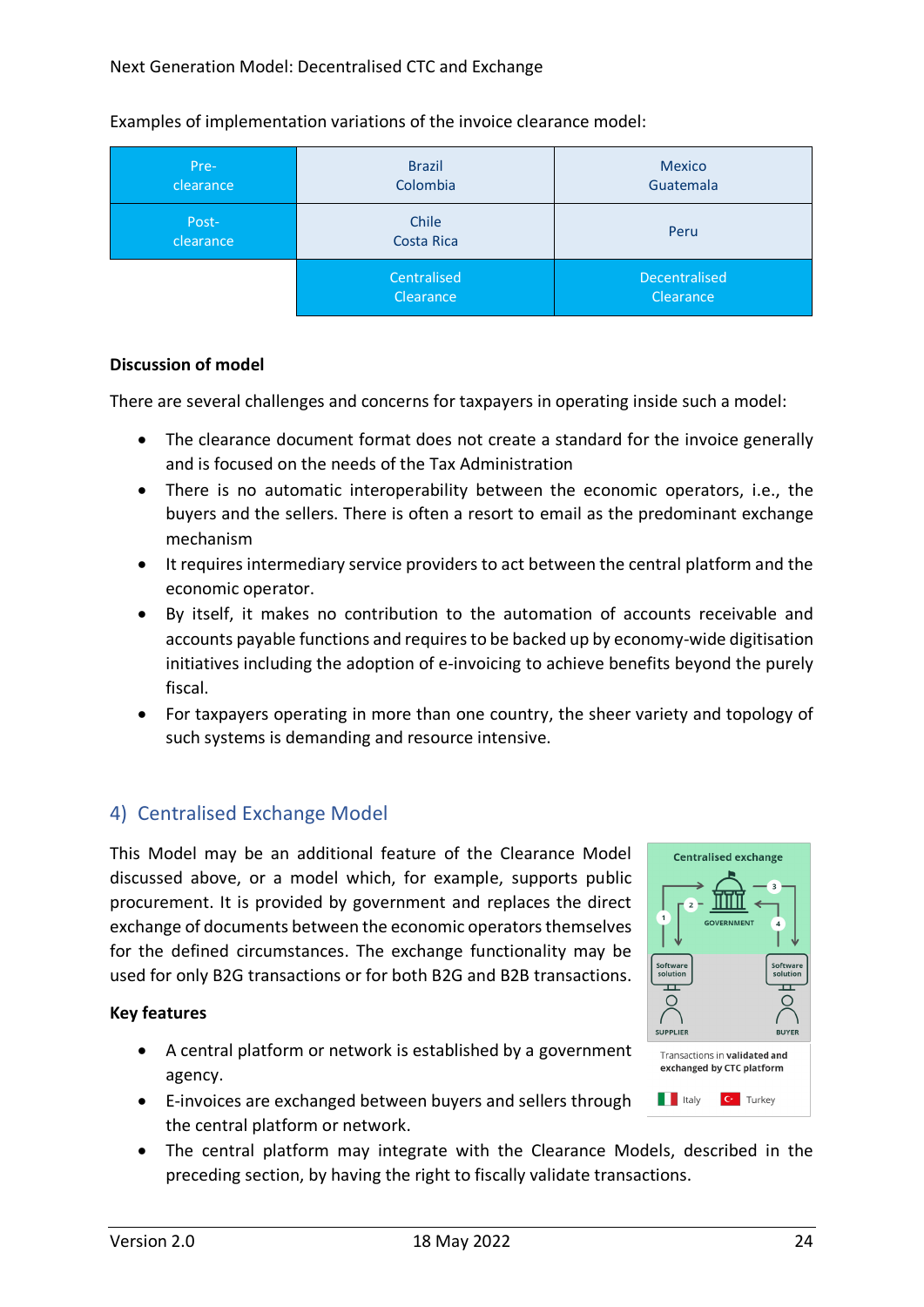Examples of implementation variations of the invoice clearance model:

| | | |
|---|---|---|
| Pre-clearance | Brazil<br>Colombia | Mexico<br>Guatemala |
| Post-clearance | Chile<br>Costa Rica | Peru |
| | Centralised Clearance | Decentralised Clearance |

**Discussion of model**

There are several challenges and concerns for taxpayers in operating inside such a model:

- The clearance document format does not create a standard for the invoice generally and is focused on the needs of the Tax Administration
- There is no automatic interoperability between the economic operators, i.e., the buyers and the sellers. There is often a resort to email as the predominant exchange mechanism
- It requires intermediary service providers to act between the central platform and the economic operator.
- By itself, it makes no contribution to the automation of accounts receivable and accounts payable functions and requires to be backed up by economy-wide digitisation initiatives including the adoption of e-invoicing to achieve benefits beyond the purely fiscal.
- For taxpayers operating in more than one country, the sheer variety and topology of such systems is demanding and resource intensive.

## 4) Centralised Exchange Model

This Model may be an additional feature of the Clearance Model discussed above, or a model which, for example, supports public procurement. It is provided by government and replaces the direct exchange of documents between the economic operators themselves for the defined circumstances. The exchange functionality may be used for only B2G transactions or for both B2G and B2B transactions.

Centralised exchange

Transactions in **validated and exchanged by CTC platform**

Italy Turkey

**Key features**

- A central platform or network is established by a government agency.
- E-invoices are exchanged between buyers and sellers through the central platform or network.
- The central platform may integrate with the Clearance Models, described in the preceding section, by having the right to fiscally validate transactions.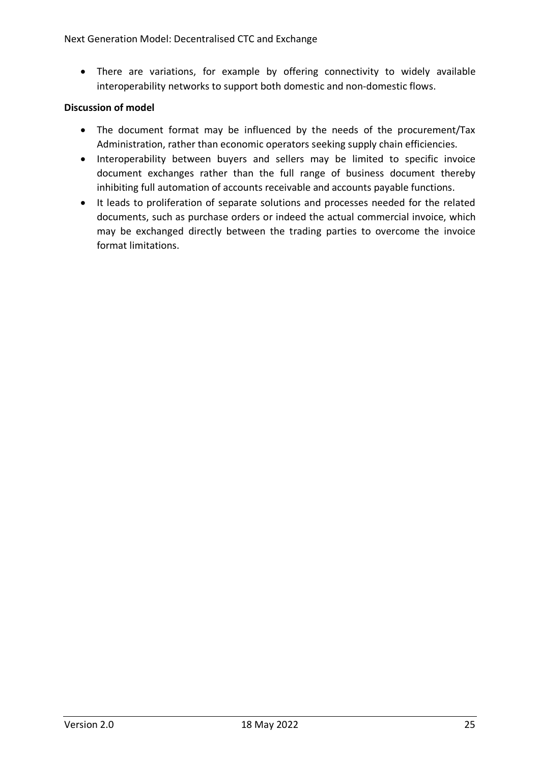- There are variations, for example by offering connectivity to widely available interoperability networks to support both domestic and non-domestic flows.

**Discussion of model**

- The document format may be influenced by the needs of the procurement/Tax Administration, rather than economic operators seeking supply chain efficiencies.
- Interoperability between buyers and sellers may be limited to specific invoice document exchanges rather than the full range of business document thereby inhibiting full automation of accounts receivable and accounts payable functions.
- It leads to proliferation of separate solutions and processes needed for the related documents, such as purchase orders or indeed the actual commercial invoice, which may be exchanged directly between the trading parties to overcome the invoice format limitations.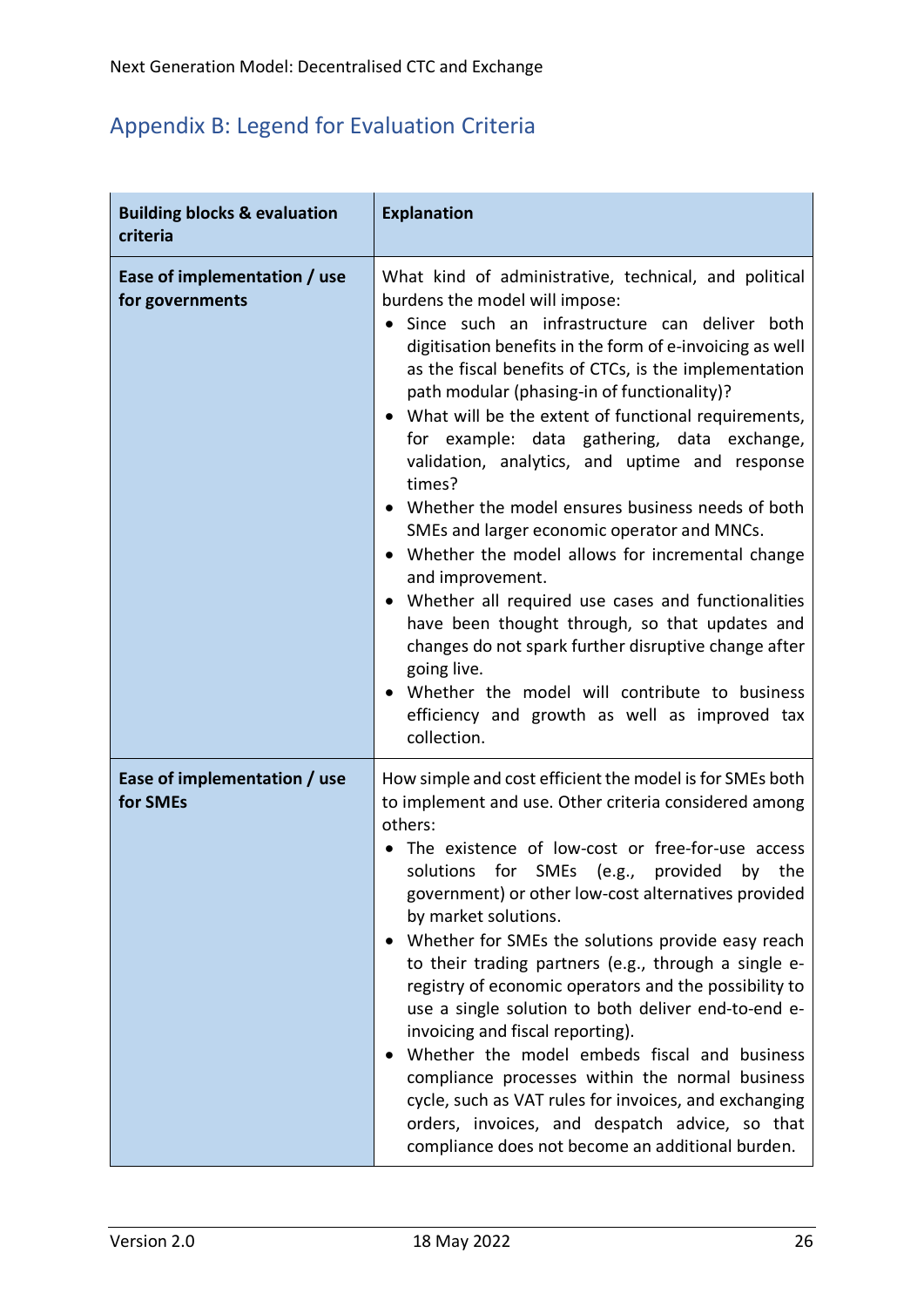## Appendix B: Legend for Evaluation Criteria

| Building blocks & evaluation criteria | Explanation |
|---|---|
| **Ease of implementation / use for governments** | What kind of administrative, technical, and political burdens the model will impose:<br>• Since such an infrastructure can deliver both digitisation benefits in the form of e-invoicing as well as the fiscal benefits of CTCs, is the implementation path modular (phasing-in of functionality)?<br>• What will be the extent of functional requirements, for example: data gathering, data exchange, validation, analytics, and uptime and response times?<br>• Whether the model ensures business needs of both SMEs and larger economic operator and MNCs.<br>• Whether the model allows for incremental change and improvement.<br>• Whether all required use cases and functionalities have been thought through, so that updates and changes do not spark further disruptive change after going live.<br>• Whether the model will contribute to business efficiency and growth as well as improved tax collection. |
| **Ease of implementation / use for SMEs** | How simple and cost efficient the model is for SMEs both to implement and use. Other criteria considered among others:<br>• The existence of low-cost or free-for-use access solutions for SMEs (e.g., provided by the government) or other low-cost alternatives provided by market solutions.<br>• Whether for SMEs the solutions provide easy reach to their trading partners (e.g., through a single e-registry of economic operators and the possibility to use a single solution to both deliver end-to-end e-invoicing and fiscal reporting).<br>• Whether the model embeds fiscal and business compliance processes within the normal business cycle, such as VAT rules for invoices, and exchanging orders, invoices, and despatch advice, so that compliance does not become an additional burden. |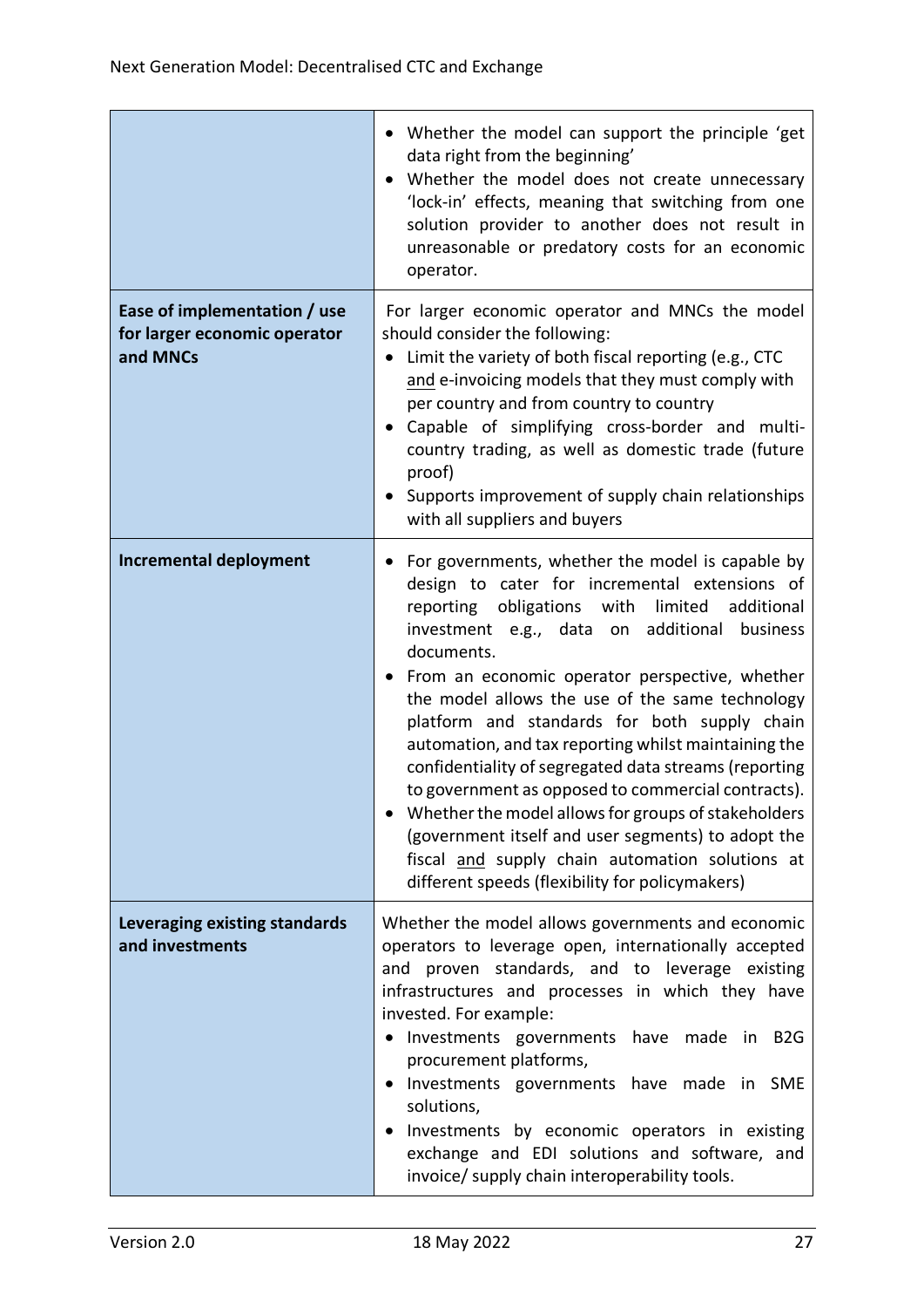| | |
|---|---|
| | • Whether the model can support the principle 'get data right from the beginning'<br>• Whether the model does not create unnecessary 'lock-in' effects, meaning that switching from one solution provider to another does not result in unreasonable or predatory costs for an economic operator. |
| **Ease of implementation / use for larger economic operator and MNCs** | For larger economic operator and MNCs the model should consider the following:<br>• Limit the variety of both fiscal reporting (e.g., CTC and e-invoicing models that they must comply with per country and from country to country<br>• Capable of simplifying cross-border and multi-country trading, as well as domestic trade (future proof)<br>• Supports improvement of supply chain relationships with all suppliers and buyers |
| **Incremental deployment** | • For governments, whether the model is capable by design to cater for incremental extensions of reporting obligations with limited additional investment e.g., data on additional business documents.<br>• From an economic operator perspective, whether the model allows the use of the same technology platform and standards for both supply chain automation, and tax reporting whilst maintaining the confidentiality of segregated data streams (reporting to government as opposed to commercial contracts).<br>• Whether the model allows for groups of stakeholders (government itself and user segments) to adopt the fiscal and supply chain automation solutions at different speeds (flexibility for policymakers) |
| **Leveraging existing standards and investments** | Whether the model allows governments and economic operators to leverage open, internationally accepted and proven standards, and to leverage existing infrastructures and processes in which they have invested. For example:<br>• Investments governments have made in B2G procurement platforms,<br>• Investments governments have made in SME solutions,<br>• Investments by economic operators in existing exchange and EDI solutions and software, and invoice/ supply chain interoperability tools. |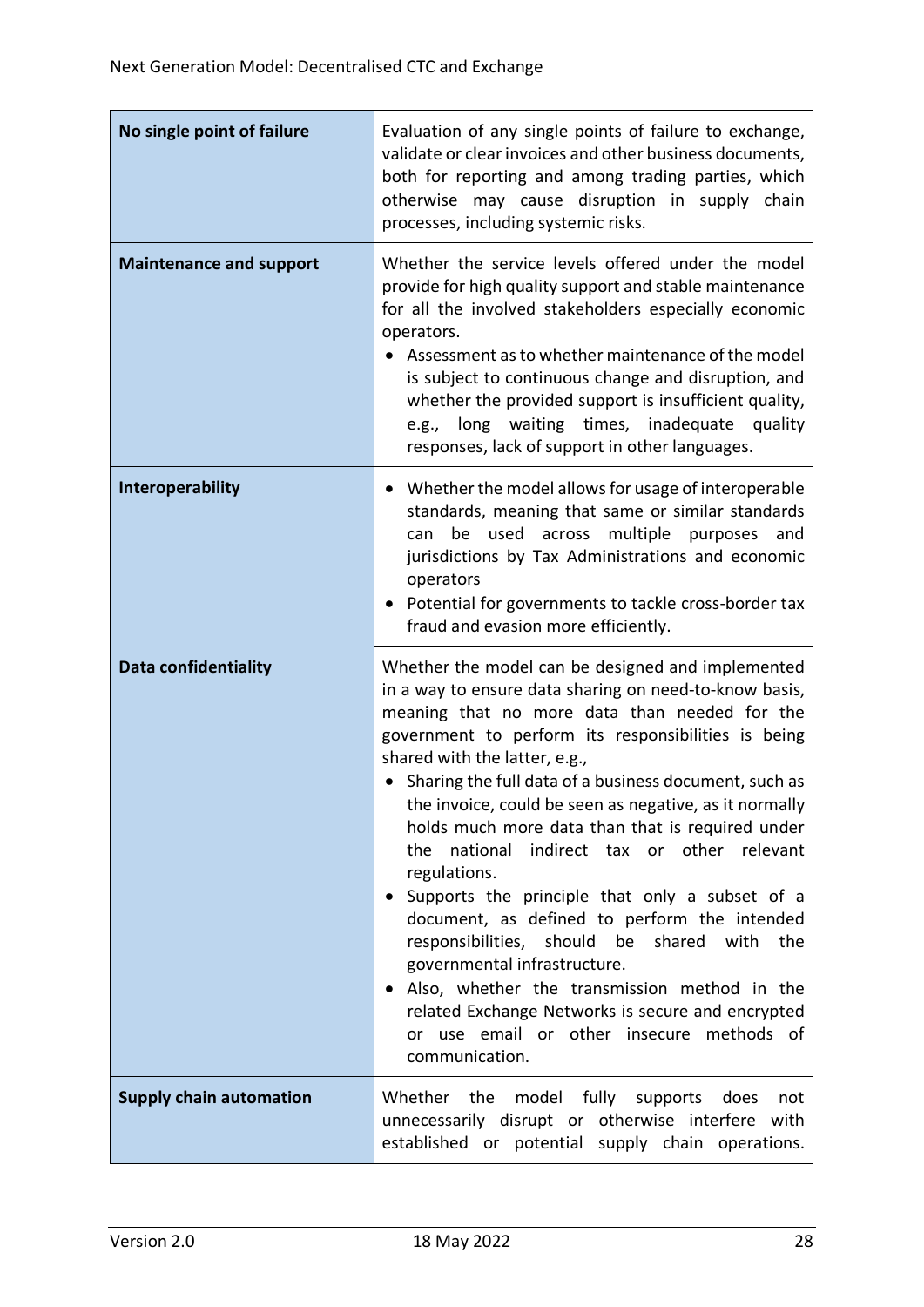| | |
|---|---|
| **No single point of failure** | Evaluation of any single points of failure to exchange, validate or clear invoices and other business documents, both for reporting and among trading parties, which otherwise may cause disruption in supply chain processes, including systemic risks. |
| **Maintenance and support** | Whether the service levels offered under the model provide for high quality support and stable maintenance for all the involved stakeholders especially economic operators.<br>• Assessment as to whether maintenance of the model is subject to continuous change and disruption, and whether the provided support is insufficient quality, e.g., long waiting times, inadequate quality responses, lack of support in other languages. |
| **Interoperability** | • Whether the model allows for usage of interoperable standards, meaning that same or similar standards can be used across multiple purposes and jurisdictions by Tax Administrations and economic operators<br>• Potential for governments to tackle cross-border tax fraud and evasion more efficiently. |
| **Data confidentiality** | Whether the model can be designed and implemented in a way to ensure data sharing on need-to-know basis, meaning that no more data than needed for the government to perform its responsibilities is being shared with the latter, e.g.,<br>• Sharing the full data of a business document, such as the invoice, could be seen as negative, as it normally holds much more data than that is required under the national indirect tax or other relevant regulations.<br>• Supports the principle that only a subset of a document, as defined to perform the intended responsibilities, should be shared with the governmental infrastructure.<br>• Also, whether the transmission method in the related Exchange Networks is secure and encrypted or use email or other insecure methods of communication. |
| **Supply chain automation** | Whether the model fully supports does not unnecessarily disrupt or otherwise interfere with established or potential supply chain operations. |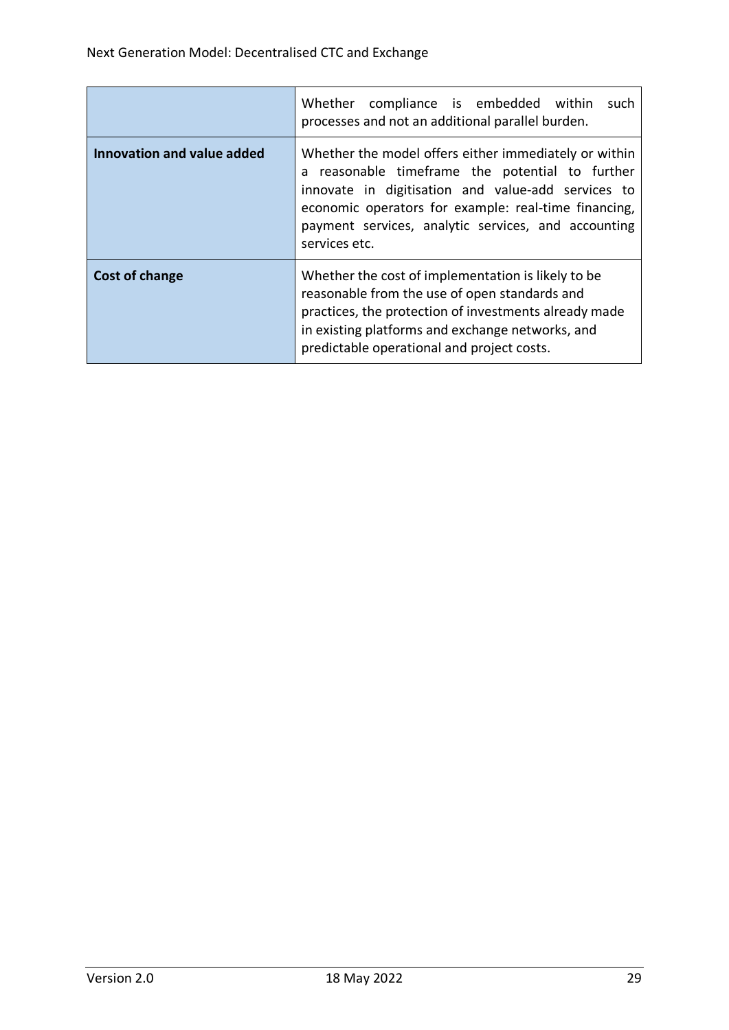| | |
|---|---|
| | Whether compliance is embedded within such processes and not an additional parallel burden. |
| **Innovation and value added** | Whether the model offers either immediately or within a reasonable timeframe the potential to further innovate in digitisation and value-add services to economic operators for example: real-time financing, payment services, analytic services, and accounting services etc. |
| **Cost of change** | Whether the cost of implementation is likely to be reasonable from the use of open standards and practices, the protection of investments already made in existing platforms and exchange networks, and predictable operational and project costs. |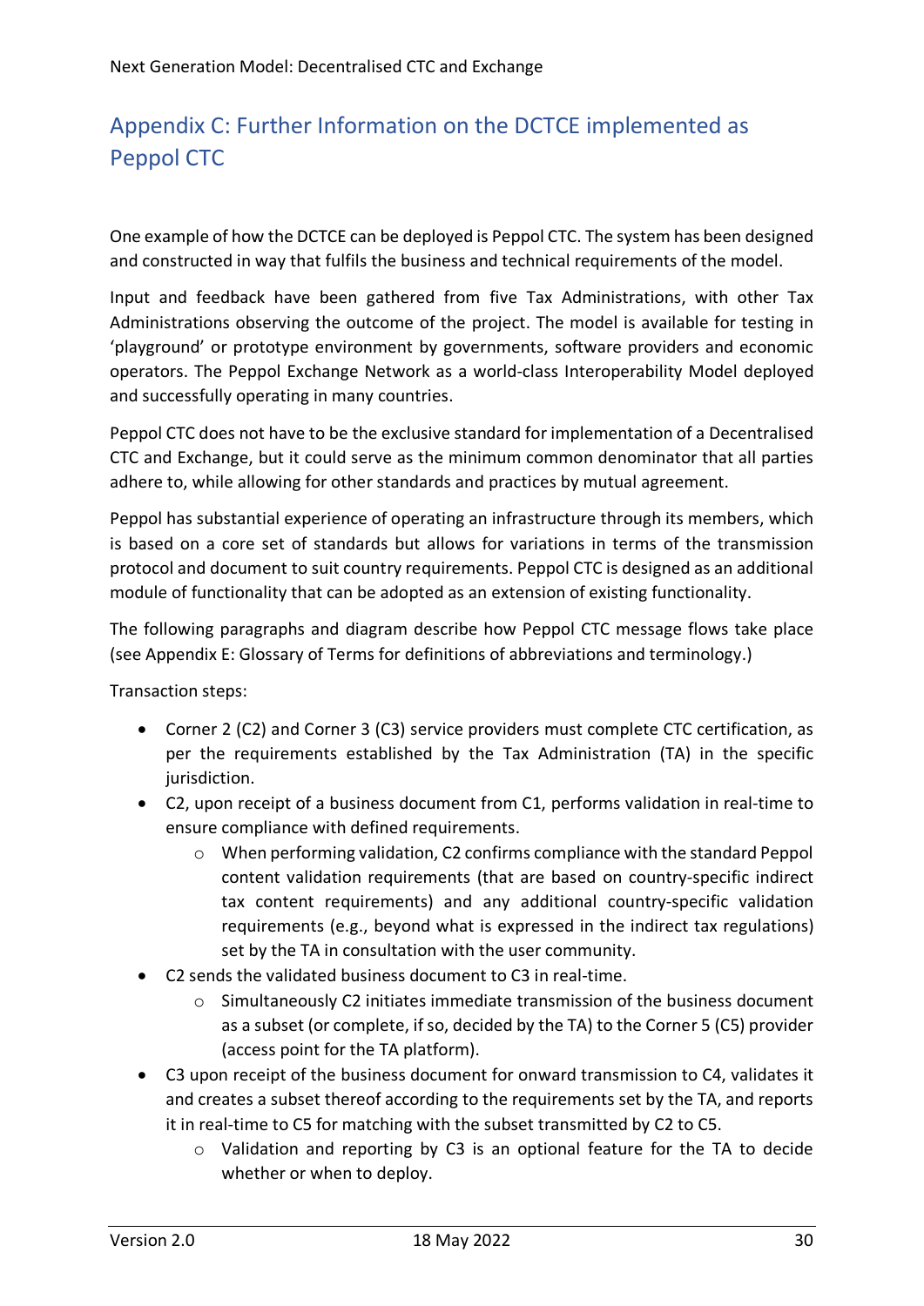## Appendix C: Further Information on the DCTCE implemented as Peppol CTC

One example of how the DCTCE can be deployed is Peppol CTC. The system has been designed and constructed in way that fulfils the business and technical requirements of the model.

Input and feedback have been gathered from five Tax Administrations, with other Tax Administrations observing the outcome of the project. The model is available for testing in 'playground' or prototype environment by governments, software providers and economic operators. The Peppol Exchange Network as a world-class Interoperability Model deployed and successfully operating in many countries.

Peppol CTC does not have to be the exclusive standard for implementation of a Decentralised CTC and Exchange, but it could serve as the minimum common denominator that all parties adhere to, while allowing for other standards and practices by mutual agreement.

Peppol has substantial experience of operating an infrastructure through its members, which is based on a core set of standards but allows for variations in terms of the transmission protocol and document to suit country requirements. Peppol CTC is designed as an additional module of functionality that can be adopted as an extension of existing functionality.

The following paragraphs and diagram describe how Peppol CTC message flows take place (see Appendix E: Glossary of Terms for definitions of abbreviations and terminology.)

Transaction steps:

- Corner 2 (C2) and Corner 3 (C3) service providers must complete CTC certification, as per the requirements established by the Tax Administration (TA) in the specific jurisdiction.
- C2, upon receipt of a business document from C1, performs validation in real-time to ensure compliance with defined requirements.
  - When performing validation, C2 confirms compliance with the standard Peppol content validation requirements (that are based on country-specific indirect tax content requirements) and any additional country-specific validation requirements (e.g., beyond what is expressed in the indirect tax regulations) set by the TA in consultation with the user community.
- C2 sends the validated business document to C3 in real-time.
  - Simultaneously C2 initiates immediate transmission of the business document as a subset (or complete, if so, decided by the TA) to the Corner 5 (C5) provider (access point for the TA platform).
- C3 upon receipt of the business document for onward transmission to C4, validates it and creates a subset thereof according to the requirements set by the TA, and reports it in real-time to C5 for matching with the subset transmitted by C2 to C5.
  - Validation and reporting by C3 is an optional feature for the TA to decide whether or when to deploy.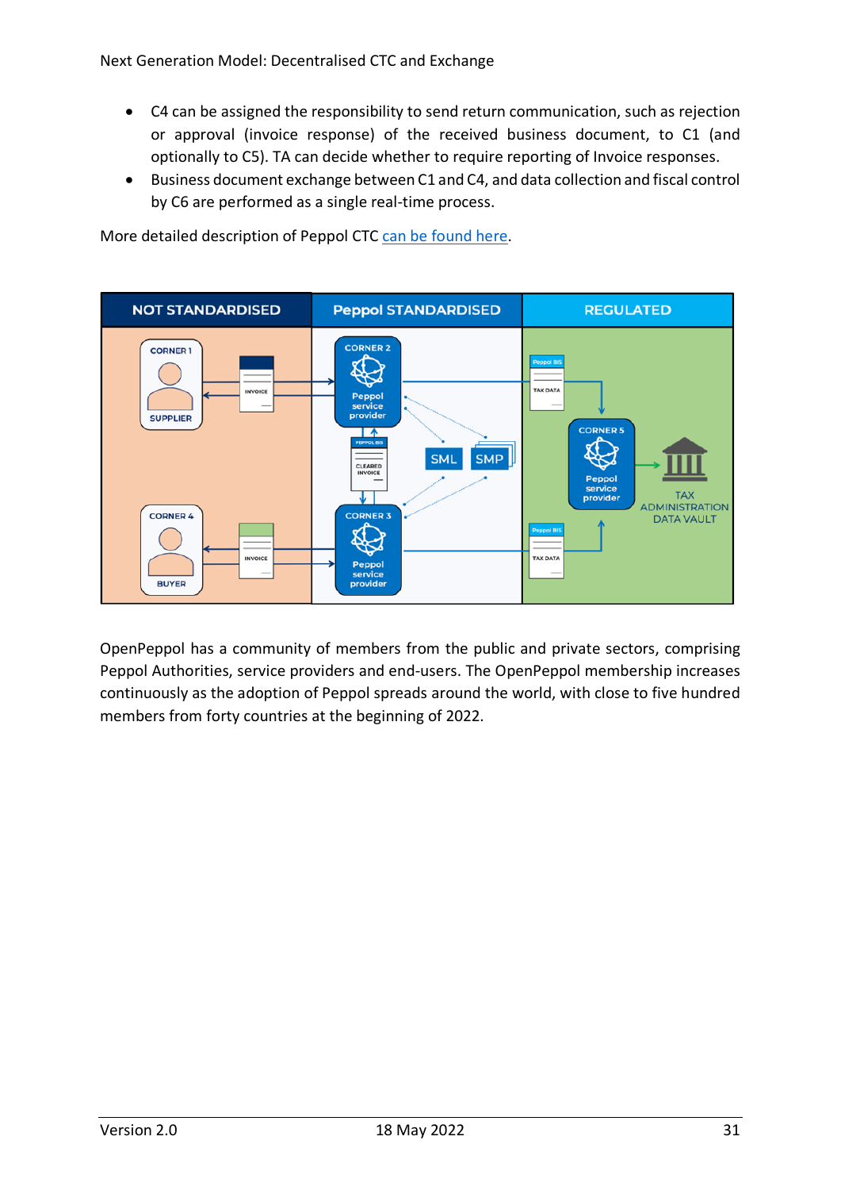- C4 can be assigned the responsibility to send return communication, such as rejection or approval (invoice response) of the received business document, to C1 (and optionally to C5). TA can decide whether to require reporting of Invoice responses.
- Business document exchange between C1 and C4, and data collection and fiscal control by C6 are performed as a single real-time process.

More detailed description of Peppol CTC can be found here.

OpenPeppol has a community of members from the public and private sectors, comprising Peppol Authorities, service providers and end-users. The OpenPeppol membership increases continuously as the adoption of Peppol spreads around the world, with close to five hundred members from forty countries at the beginning of 2022.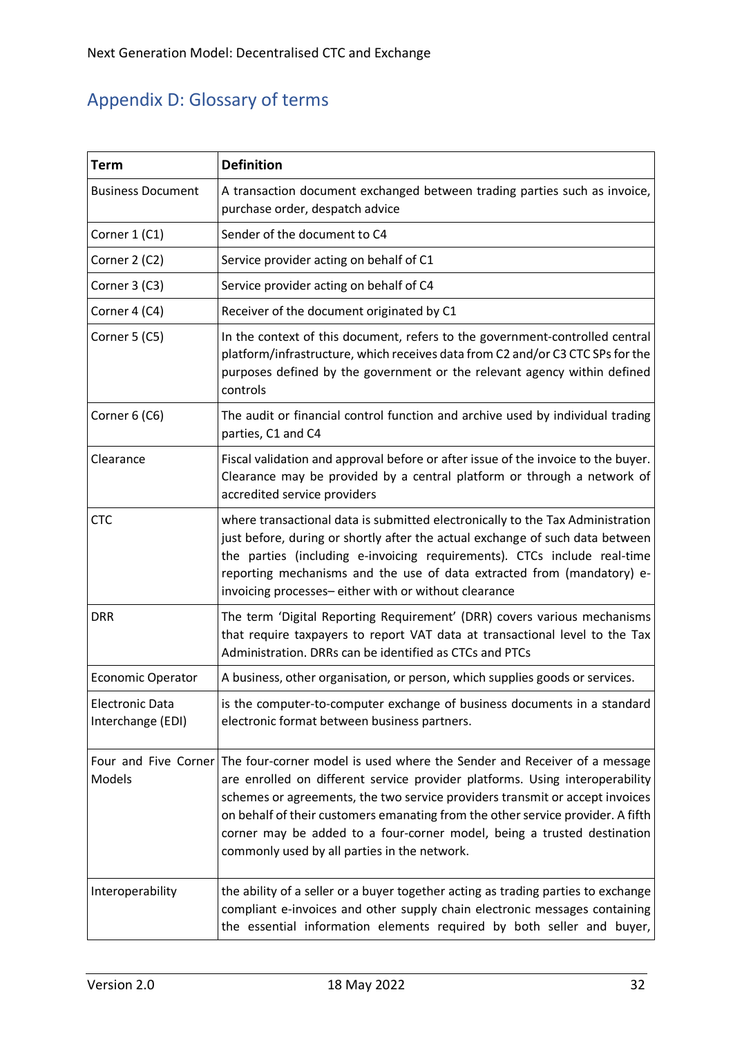## Appendix D: Glossary of terms

| Term | Definition |
|---|---|
| Business Document | A transaction document exchanged between trading parties such as invoice, purchase order, despatch advice |
| Corner 1 (C1) | Sender of the document to C4 |
| Corner 2 (C2) | Service provider acting on behalf of C1 |
| Corner 3 (C3) | Service provider acting on behalf of C4 |
| Corner 4 (C4) | Receiver of the document originated by C1 |
| Corner 5 (C5) | In the context of this document, refers to the government-controlled central platform/infrastructure, which receives data from C2 and/or C3 CTC SPs for the purposes defined by the government or the relevant agency within defined controls |
| Corner 6 (C6) | The audit or financial control function and archive used by individual trading parties, C1 and C4 |
| Clearance | Fiscal validation and approval before or after issue of the invoice to the buyer. Clearance may be provided by a central platform or through a network of accredited service providers |
| CTC | where transactional data is submitted electronically to the Tax Administration just before, during or shortly after the actual exchange of such data between the parties (including e-invoicing requirements). CTCs include real-time reporting mechanisms and the use of data extracted from (mandatory) e-invoicing processes– either with or without clearance |
| DRR | The term 'Digital Reporting Requirement' (DRR) covers various mechanisms that require taxpayers to report VAT data at transactional level to the Tax Administration. DRRs can be identified as CTCs and PTCs |
| Economic Operator | A business, other organisation, or person, which supplies goods or services. |
| Electronic Data Interchange (EDI) | is the computer-to-computer exchange of business documents in a standard electronic format between business partners. |
| Four and Five Corner Models | The four-corner model is used where the Sender and Receiver of a message are enrolled on different service provider platforms. Using interoperability schemes or agreements, the two service providers transmit or accept invoices on behalf of their customers emanating from the other service provider. A fifth corner may be added to a four-corner model, being a trusted destination commonly used by all parties in the network. |
| Interoperability | the ability of a seller or a buyer together acting as trading parties to exchange compliant e-invoices and other supply chain electronic messages containing the essential information elements required by both seller and buyer, |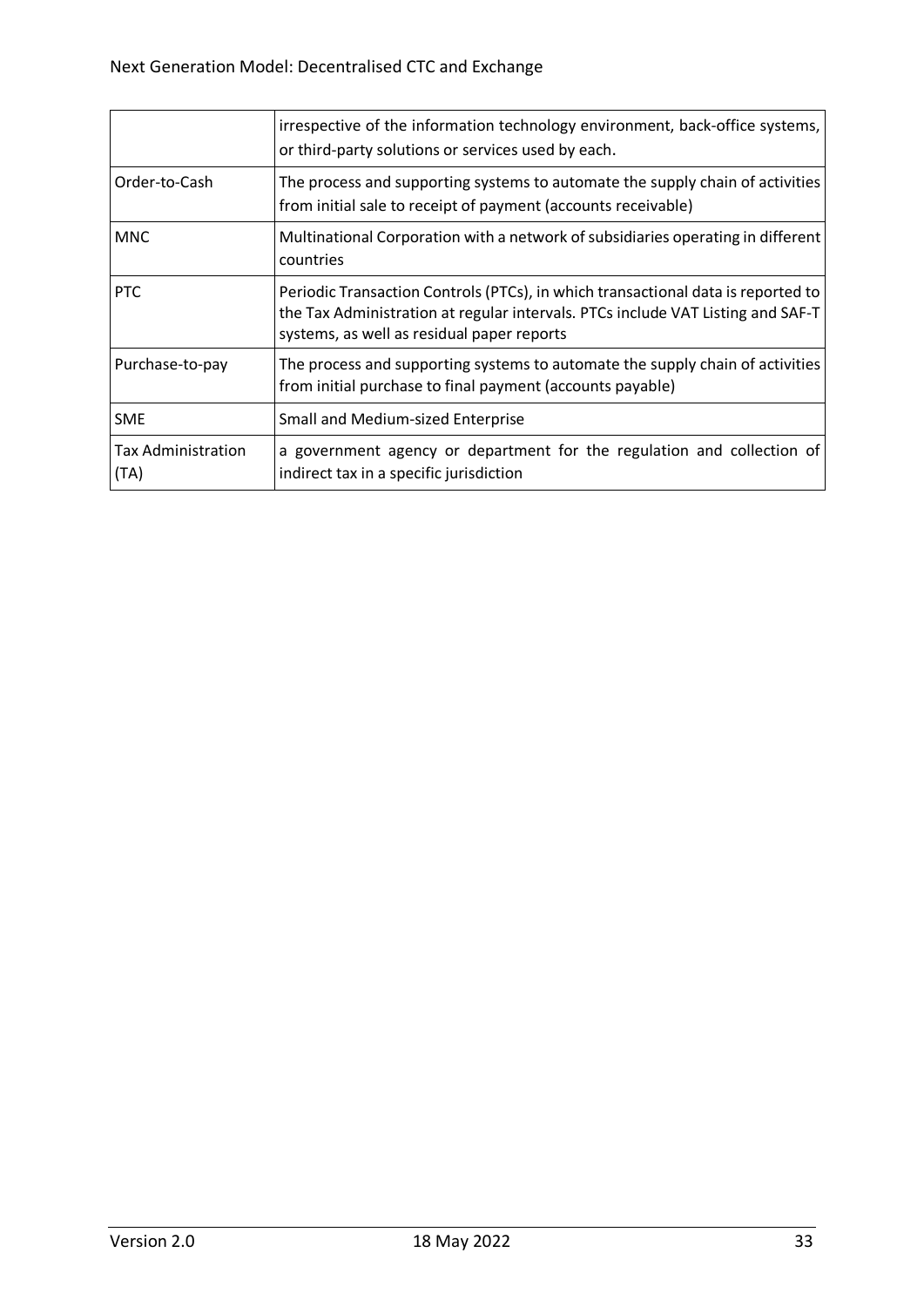|  |  |
| --- | --- |
|  | irrespective of the information technology environment, back-office systems, or third-party solutions or services used by each. |
| Order-to-Cash | The process and supporting systems to automate the supply chain of activities from initial sale to receipt of payment (accounts receivable) |
| MNC | Multinational Corporation with a network of subsidiaries operating in different countries |
| PTC | Periodic Transaction Controls (PTCs), in which transactional data is reported to the Tax Administration at regular intervals. PTCs include VAT Listing and SAF-T systems, as well as residual paper reports |
| Purchase-to-pay | The process and supporting systems to automate the supply chain of activities from initial purchase to final payment (accounts payable) |
| SME | Small and Medium-sized Enterprise |
| Tax Administration (TA) | a government agency or department for the regulation and collection of indirect tax in a specific jurisdiction |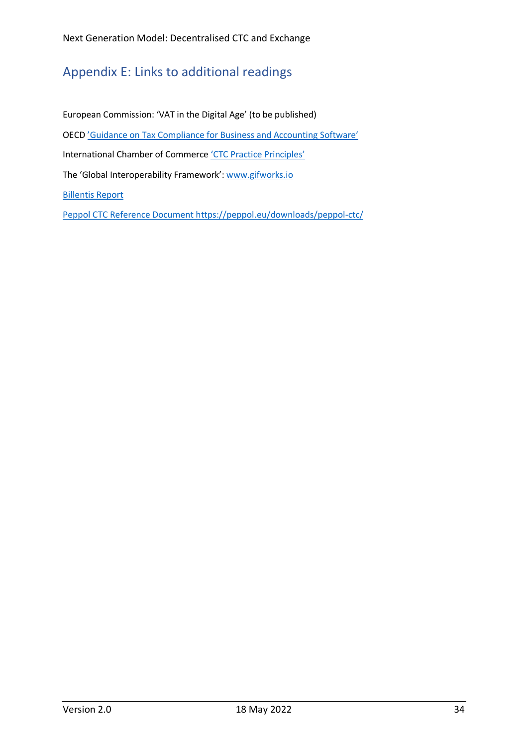## Appendix E: Links to additional readings

European Commission: 'VAT in the Digital Age' (to be published)

OECD 'Guidance on Tax Compliance for Business and Accounting Software'

International Chamber of Commerce 'CTC Practice Principles'

The 'Global Interoperability Framework': www.gifworks.io

Billentis Report

Peppol CTC Reference Document https://peppol.eu/downloads/peppol-ctc/